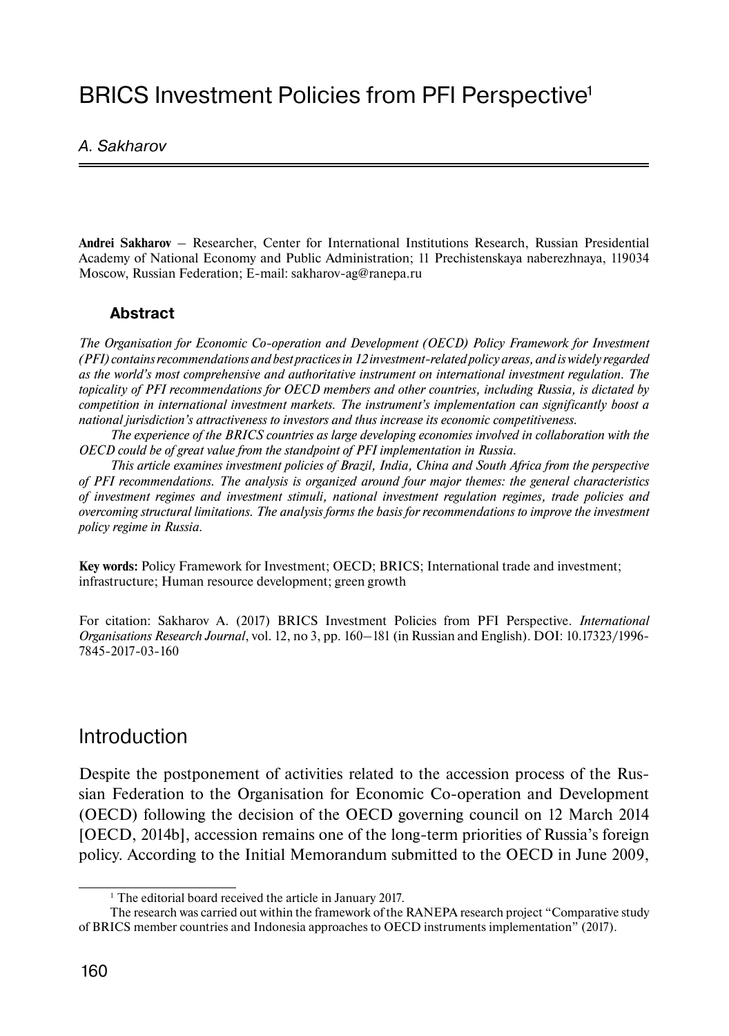# BRICS Investment Policies from PFI Perspective[1]

*A. Sakharov*

**Andrei Sakharov** – Researcher, Center for International Institutions Research, Russian Presidential Academy of National Economy and Public Administration; 11 Prechistenskaya naberezhnaya, 119034 Moscow, Russian Federation; E-mail: sakharov-ag@ranepa.ru

### Abstract

*The Organisation for Economic Co-operation and Development (OECD) Policy Framework for Investment (PFI) contains recommendations and best practices in 12 investment-related policy areas, and is widely regarded as the world's most comprehensive and authoritative instrument on international investment regulation. The topicality of PFI recommendations for OECD members and other countries, including Russia, is dictated by competition in international investment markets. The instrument's implementation can significantly boost a national jurisdiction's attractiveness to investors and thus increase its economic competitiveness.*

*The experience of the BRICS countries as large developing economies involved in collaboration with the OECD could be of great value from the standpoint of PFI implementation in Russia.*

*This article examines investment policies of Brazil, India, China and South Africa from the perspective of PFI recommendations. The analysis is organized around four major themes: the general characteristics of investment regimes and investment stimuli, national investment regulation regimes, trade policies and overcoming structural limitations. The analysis forms the basis for recommendations to improve the investment policy regime in Russia.*

**Key words:** Policy Framework for Investment; OECD; BRICS; International trade and investment; infrastructure; Human resource development; green growth

For citation: Sakharov A. (2017) BRICS Investment Policies from PFI Perspective. *International Organisations Research Journal*, vol. 12, no 3, pp. 160–181 (in Russian and English). DOI: 10.17323/1996-7845-2017-03-160

## Introduction

Despite the postponement of activities related to the accession process of the Russian Federation to the Organisation for Economic Co-operation and Development (OECD) following the decision of the OECD governing council on 12 March 2014 [OECD, 2014b], accession remains one of the long-term priorities of Russia's foreign policy. According to the Initial Memorandum submitted to the OECD in June 2009,

---

[1] The editorial board received the article in January 2017.

The research was carried out within the framework of the RANEPA research project "Comparative study of BRICS member countries and Indonesia approaches to OECD instruments implementation" (2017).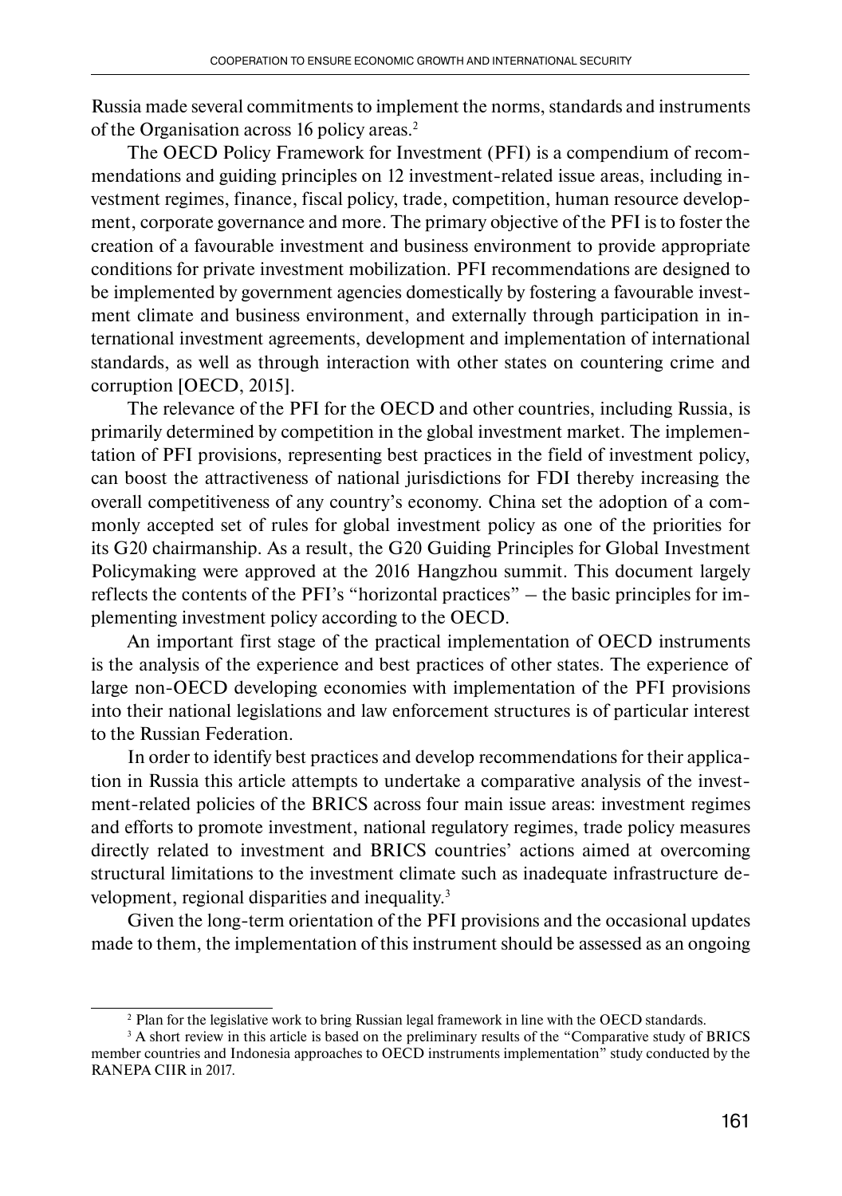Russia made several commitments to implement the norms, standards and instruments of the Organisation across 16 policy areas.[2]

The OECD Policy Framework for Investment (PFI) is a compendium of recommendations and guiding principles on 12 investment-related issue areas, including investment regimes, finance, fiscal policy, trade, competition, human resource development, corporate governance and more. The primary objective of the PFI is to foster the creation of a favourable investment and business environment to provide appropriate conditions for private investment mobilization. PFI recommendations are designed to be implemented by government agencies domestically by fostering a favourable investment climate and business environment, and externally through participation in international investment agreements, development and implementation of international standards, as well as through interaction with other states on countering crime and corruption [OECD, 2015].

The relevance of the PFI for the OECD and other countries, including Russia, is primarily determined by competition in the global investment market. The implementation of PFI provisions, representing best practices in the field of investment policy, can boost the attractiveness of national jurisdictions for FDI thereby increasing the overall competitiveness of any country's economy. China set the adoption of a commonly accepted set of rules for global investment policy as one of the priorities for its G20 chairmanship. As a result, the G20 Guiding Principles for Global Investment Policymaking were approved at the 2016 Hangzhou summit. This document largely reflects the contents of the PFI's "horizontal practices" – the basic principles for implementing investment policy according to the OECD.

An important first stage of the practical implementation of OECD instruments is the analysis of the experience and best practices of other states. The experience of large non-OECD developing economies with implementation of the PFI provisions into their national legislations and law enforcement structures is of particular interest to the Russian Federation.

In order to identify best practices and develop recommendations for their application in Russia this article attempts to undertake a comparative analysis of the investment-related policies of the BRICS across four main issue areas: investment regimes and efforts to promote investment, national regulatory regimes, trade policy measures directly related to investment and BRICS countries' actions aimed at overcoming structural limitations to the investment climate such as inadequate infrastructure development, regional disparities and inequality.[3]

Given the long-term orientation of the PFI provisions and the occasional updates made to them, the implementation of this instrument should be assessed as an ongoing

---

[2] Plan for the legislative work to bring Russian legal framework in line with the OECD standards.

[3] A short review in this article is based on the preliminary results of the "Comparative study of BRICS member countries and Indonesia approaches to OECD instruments implementation" study conducted by the RANEPA CIIR in 2017.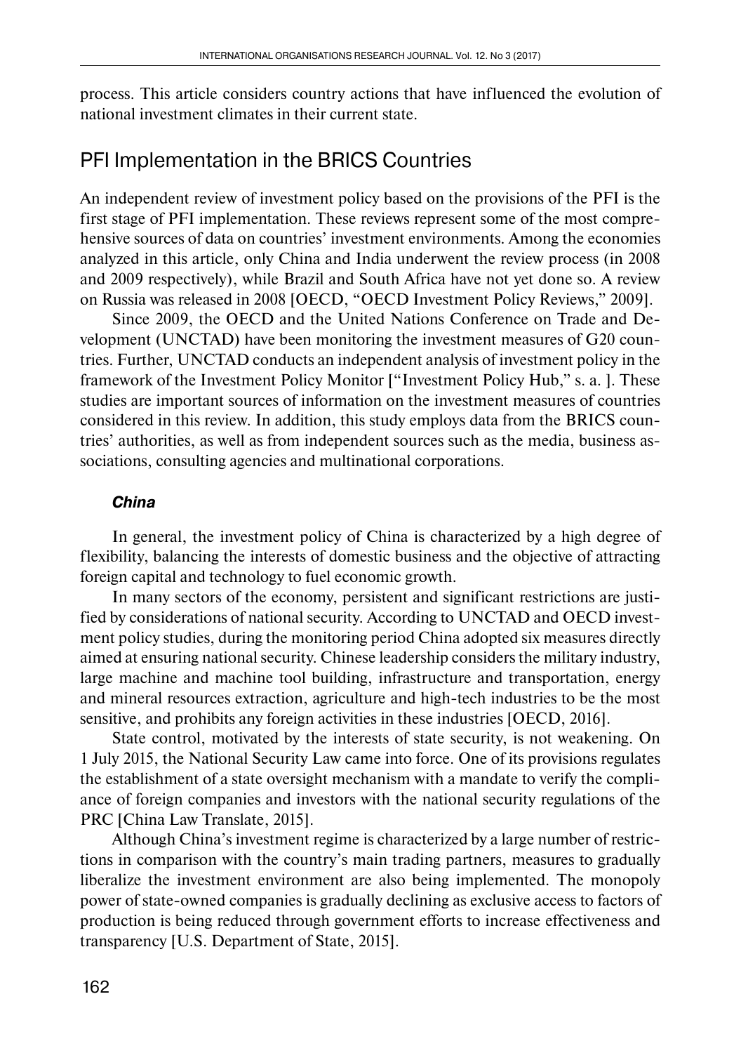process. This article considers country actions that have influenced the evolution of national investment climates in their current state.

## PFI Implementation in the BRICS Countries

An independent review of investment policy based on the provisions of the PFI is the first stage of PFI implementation. These reviews represent some of the most comprehensive sources of data on countries' investment environments. Among the economies analyzed in this article, only China and India underwent the review process (in 2008 and 2009 respectively), while Brazil and South Africa have not yet done so. A review on Russia was released in 2008 [OECD, "OECD Investment Policy Reviews," 2009].

Since 2009, the OECD and the United Nations Conference on Trade and Development (UNCTAD) have been monitoring the investment measures of G20 countries. Further, UNCTAD conducts an independent analysis of investment policy in the framework of the Investment Policy Monitor ["Investment Policy Hub," s. a. ]. These studies are important sources of information on the investment measures of countries considered in this review. In addition, this study employs data from the BRICS countries' authorities, as well as from independent sources such as the media, business associations, consulting agencies and multinational corporations.

### *China*

In general, the investment policy of China is characterized by a high degree of flexibility, balancing the interests of domestic business and the objective of attracting foreign capital and technology to fuel economic growth.

In many sectors of the economy, persistent and significant restrictions are justified by considerations of national security. According to UNCTAD and OECD investment policy studies, during the monitoring period China adopted six measures directly aimed at ensuring national security. Chinese leadership considers the military industry, large machine and machine tool building, infrastructure and transportation, energy and mineral resources extraction, agriculture and high-tech industries to be the most sensitive, and prohibits any foreign activities in these industries [OECD, 2016].

State control, motivated by the interests of state security, is not weakening. On 1 July 2015, the National Security Law came into force. One of its provisions regulates the establishment of a state oversight mechanism with a mandate to verify the compliance of foreign companies and investors with the national security regulations of the PRC [China Law Translate, 2015].

Although China's investment regime is characterized by a large number of restrictions in comparison with the country's main trading partners, measures to gradually liberalize the investment environment are also being implemented. The monopoly power of state-owned companies is gradually declining as exclusive access to factors of production is being reduced through government efforts to increase effectiveness and transparency [U.S. Department of State, 2015].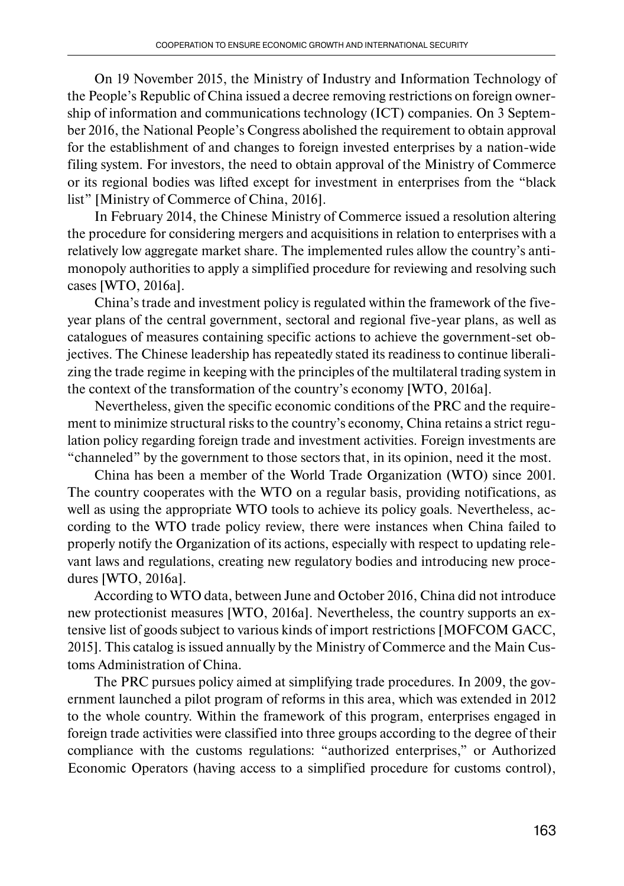On 19 November 2015, the Ministry of Industry and Information Technology of the People's Republic of China issued a decree removing restrictions on foreign ownership of information and communications technology (ICT) companies. On 3 September 2016, the National People's Congress abolished the requirement to obtain approval for the establishment of and changes to foreign invested enterprises by a nation-wide filing system. For investors, the need to obtain approval of the Ministry of Commerce or its regional bodies was lifted except for investment in enterprises from the "black list" [Ministry of Commerce of China, 2016].

In February 2014, the Chinese Ministry of Commerce issued a resolution altering the procedure for considering mergers and acquisitions in relation to enterprises with a relatively low aggregate market share. The implemented rules allow the country's antimonopoly authorities to apply a simplified procedure for reviewing and resolving such cases [WTO, 2016a].

China's trade and investment policy is regulated within the framework of the five-year plans of the central government, sectoral and regional five-year plans, as well as catalogues of measures containing specific actions to achieve the government-set objectives. The Chinese leadership has repeatedly stated its readiness to continue liberalizing the trade regime in keeping with the principles of the multilateral trading system in the context of the transformation of the country's economy [WTO, 2016a].

Nevertheless, given the specific economic conditions of the PRC and the requirement to minimize structural risks to the country's economy, China retains a strict regulation policy regarding foreign trade and investment activities. Foreign investments are "channeled" by the government to those sectors that, in its opinion, need it the most.

China has been a member of the World Trade Organization (WTO) since 2001. The country cooperates with the WTO on a regular basis, providing notifications, as well as using the appropriate WTO tools to achieve its policy goals. Nevertheless, according to the WTO trade policy review, there were instances when China failed to properly notify the Organization of its actions, especially with respect to updating relevant laws and regulations, creating new regulatory bodies and introducing new procedures [WTO, 2016a].

According to WTO data, between June and October 2016, China did not introduce new protectionist measures [WTO, 2016a]. Nevertheless, the country supports an extensive list of goods subject to various kinds of import restrictions [MOFCOM GACC, 2015]. This catalog is issued annually by the Ministry of Commerce and the Main Customs Administration of China.

The PRC pursues policy aimed at simplifying trade procedures. In 2009, the government launched a pilot program of reforms in this area, which was extended in 2012 to the whole country. Within the framework of this program, enterprises engaged in foreign trade activities were classified into three groups according to the degree of their compliance with the customs regulations: "authorized enterprises," or Authorized Economic Operators (having access to a simplified procedure for customs control),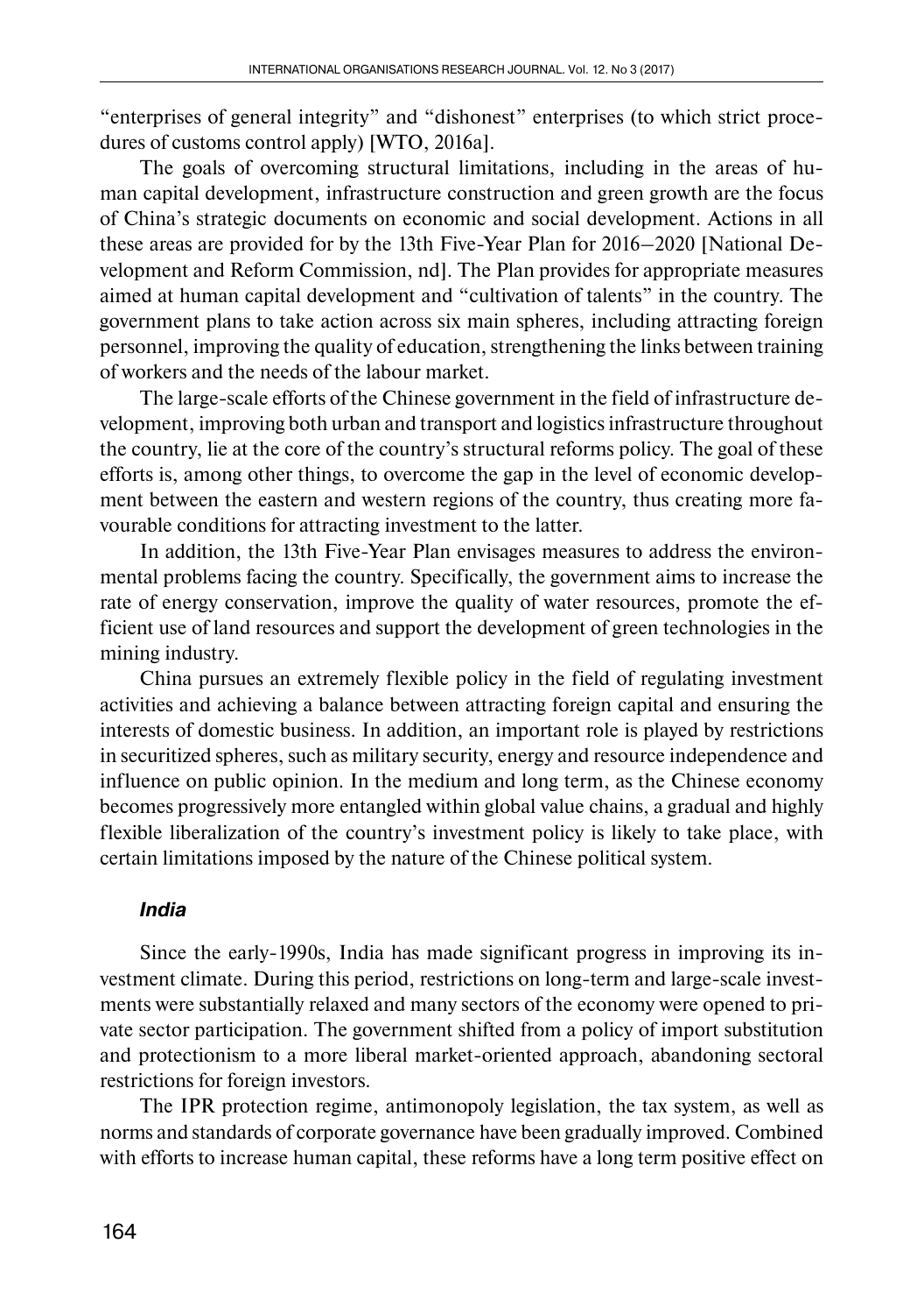"enterprises of general integrity" and "dishonest" enterprises (to which strict procedures of customs control apply) [WTO, 2016a].

The goals of overcoming structural limitations, including in the areas of human capital development, infrastructure construction and green growth are the focus of China's strategic documents on economic and social development. Actions in all these areas are provided for by the 13th Five-Year Plan for 2016–2020 [National Development and Reform Commission, nd]. The Plan provides for appropriate measures aimed at human capital development and "cultivation of talents" in the country. The government plans to take action across six main spheres, including attracting foreign personnel, improving the quality of education, strengthening the links between training of workers and the needs of the labour market.

The large-scale efforts of the Chinese government in the field of infrastructure development, improving both urban and transport and logistics infrastructure throughout the country, lie at the core of the country's structural reforms policy. The goal of these efforts is, among other things, to overcome the gap in the level of economic development between the eastern and western regions of the country, thus creating more favourable conditions for attracting investment to the latter.

In addition, the 13th Five-Year Plan envisages measures to address the environmental problems facing the country. Specifically, the government aims to increase the rate of energy conservation, improve the quality of water resources, promote the efficient use of land resources and support the development of green technologies in the mining industry.

China pursues an extremely flexible policy in the field of regulating investment activities and achieving a balance between attracting foreign capital and ensuring the interests of domestic business. In addition, an important role is played by restrictions in securitized spheres, such as military security, energy and resource independence and influence on public opinion. In the medium and long term, as the Chinese economy becomes progressively more entangled within global value chains, a gradual and highly flexible liberalization of the country's investment policy is likely to take place, with certain limitations imposed by the nature of the Chinese political system.

### *India*

Since the early-1990s, India has made significant progress in improving its investment climate. During this period, restrictions on long-term and large-scale investments were substantially relaxed and many sectors of the economy were opened to private sector participation. The government shifted from a policy of import substitution and protectionism to a more liberal market-oriented approach, abandoning sectoral restrictions for foreign investors.

The IPR protection regime, antimonopoly legislation, the tax system, as well as norms and standards of corporate governance have been gradually improved. Combined with efforts to increase human capital, these reforms have a long term positive effect on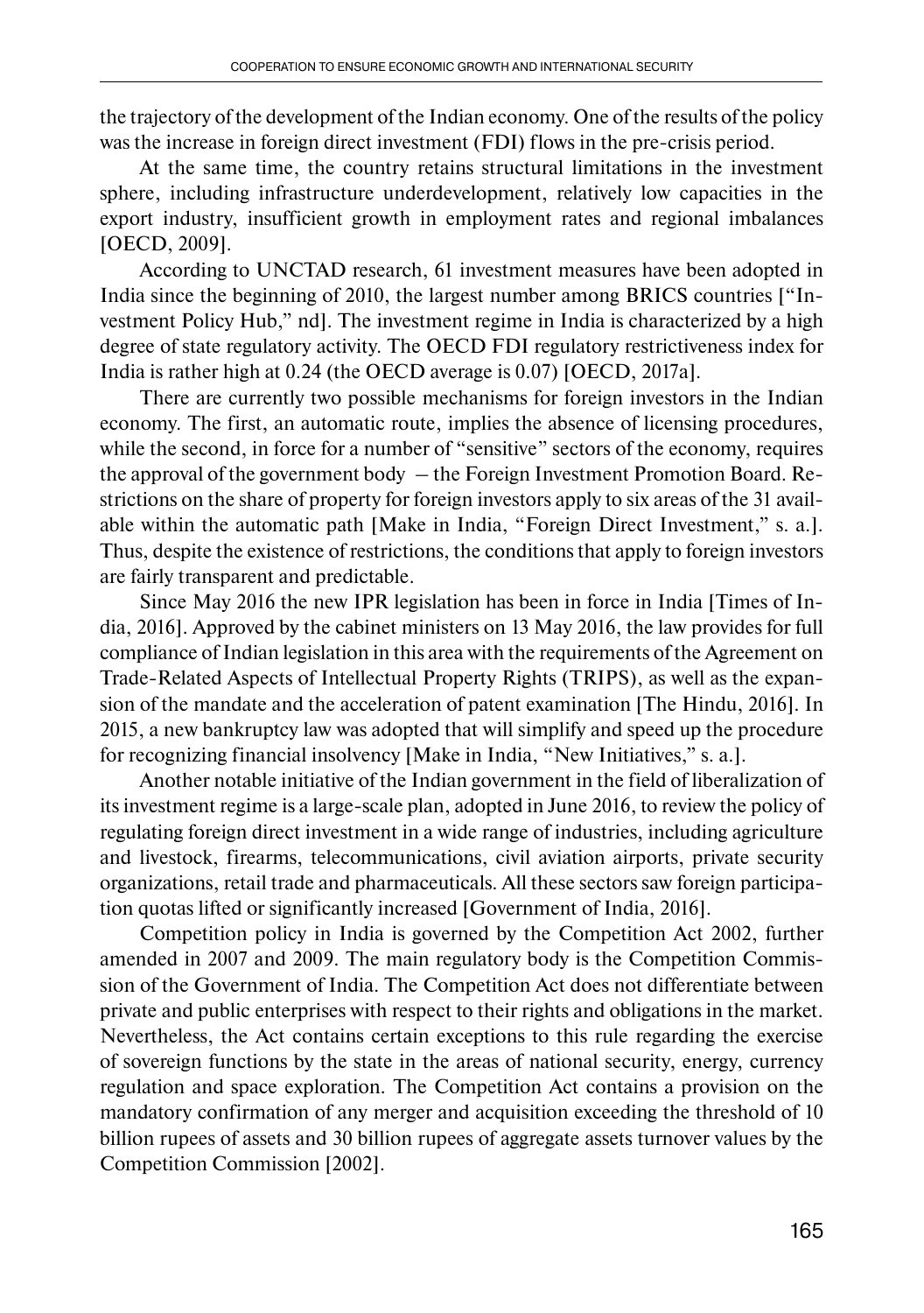the trajectory of the development of the Indian economy. One of the results of the policy was the increase in foreign direct investment (FDI) flows in the pre-crisis period.

At the same time, the country retains structural limitations in the investment sphere, including infrastructure underdevelopment, relatively low capacities in the export industry, insufficient growth in employment rates and regional imbalances [OECD, 2009].

According to UNCTAD research, 61 investment measures have been adopted in India since the beginning of 2010, the largest number among BRICS countries ["Investment Policy Hub," nd]. The investment regime in India is characterized by a high degree of state regulatory activity. The OECD FDI regulatory restrictiveness index for India is rather high at 0.24 (the OECD average is 0.07) [OECD, 2017a].

There are currently two possible mechanisms for foreign investors in the Indian economy. The first, an automatic route, implies the absence of licensing procedures, while the second, in force for a number of "sensitive" sectors of the economy, requires the approval of the government body – the Foreign Investment Promotion Board. Restrictions on the share of property for foreign investors apply to six areas of the 31 available within the automatic path [Make in India, "Foreign Direct Investment," s. a.]. Thus, despite the existence of restrictions, the conditions that apply to foreign investors are fairly transparent and predictable.

Since May 2016 the new IPR legislation has been in force in India [Times of India, 2016]. Approved by the cabinet ministers on 13 May 2016, the law provides for full compliance of Indian legislation in this area with the requirements of the Agreement on Trade-Related Aspects of Intellectual Property Rights (TRIPS), as well as the expansion of the mandate and the acceleration of patent examination [The Hindu, 2016]. In 2015, a new bankruptcy law was adopted that will simplify and speed up the procedure for recognizing financial insolvency [Make in India, "New Initiatives," s. a.].

Another notable initiative of the Indian government in the field of liberalization of its investment regime is a large-scale plan, adopted in June 2016, to review the policy of regulating foreign direct investment in a wide range of industries, including agriculture and livestock, firearms, telecommunications, civil aviation airports, private security organizations, retail trade and pharmaceuticals. All these sectors saw foreign participation quotas lifted or significantly increased [Government of India, 2016].

Competition policy in India is governed by the Competition Act 2002, further amended in 2007 and 2009. The main regulatory body is the Competition Commission of the Government of India. The Competition Act does not differentiate between private and public enterprises with respect to their rights and obligations in the market. Nevertheless, the Act contains certain exceptions to this rule regarding the exercise of sovereign functions by the state in the areas of national security, energy, currency regulation and space exploration. The Competition Act contains a provision on the mandatory confirmation of any merger and acquisition exceeding the threshold of 10 billion rupees of assets and 30 billion rupees of aggregate assets turnover values by the Competition Commission [2002].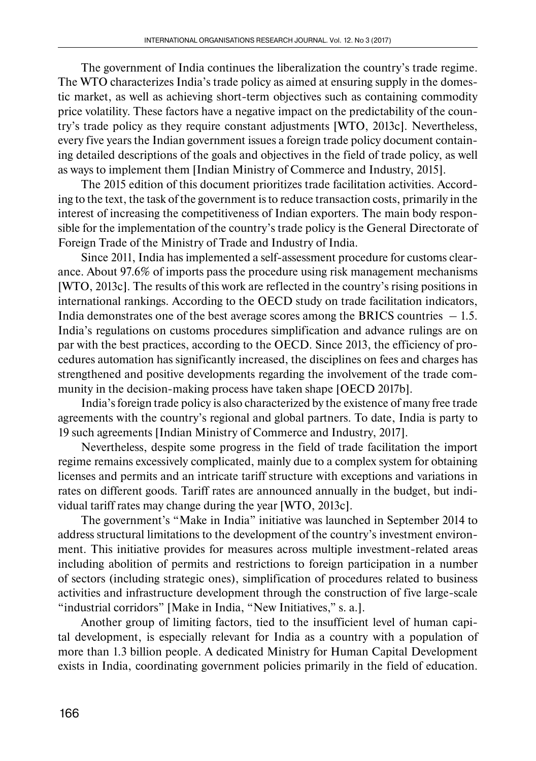The government of India continues the liberalization the country's trade regime. The WTO characterizes India's trade policy as aimed at ensuring supply in the domestic market, as well as achieving short-term objectives such as containing commodity price volatility. These factors have a negative impact on the predictability of the country's trade policy as they require constant adjustments [WTO, 2013c]. Nevertheless, every five years the Indian government issues a foreign trade policy document containing detailed descriptions of the goals and objectives in the field of trade policy, as well as ways to implement them [Indian Ministry of Commerce and Industry, 2015].

The 2015 edition of this document prioritizes trade facilitation activities. According to the text, the task of the government is to reduce transaction costs, primarily in the interest of increasing the competitiveness of Indian exporters. The main body responsible for the implementation of the country's trade policy is the General Directorate of Foreign Trade of the Ministry of Trade and Industry of India.

Since 2011, India has implemented a self-assessment procedure for customs clearance. About 97.6% of imports pass the procedure using risk management mechanisms [WTO, 2013c]. The results of this work are reflected in the country's rising positions in international rankings. According to the OECD study on trade facilitation indicators, India demonstrates one of the best average scores among the BRICS countries – 1.5. India's regulations on customs procedures simplification and advance rulings are on par with the best practices, according to the OECD. Since 2013, the efficiency of procedures automation has significantly increased, the disciplines on fees and charges has strengthened and positive developments regarding the involvement of the trade community in the decision-making process have taken shape [OECD 2017b].

India's foreign trade policy is also characterized by the existence of many free trade agreements with the country's regional and global partners. To date, India is party to 19 such agreements [Indian Ministry of Commerce and Industry, 2017].

Nevertheless, despite some progress in the field of trade facilitation the import regime remains excessively complicated, mainly due to a complex system for obtaining licenses and permits and an intricate tariff structure with exceptions and variations in rates on different goods. Tariff rates are announced annually in the budget, but individual tariff rates may change during the year [WTO, 2013c].

The government's "Make in India" initiative was launched in September 2014 to address structural limitations to the development of the country's investment environment. This initiative provides for measures across multiple investment-related areas including abolition of permits and restrictions to foreign participation in a number of sectors (including strategic ones), simplification of procedures related to business activities and infrastructure development through the construction of five large-scale "industrial corridors" [Make in India, "New Initiatives," s. a.].

Another group of limiting factors, tied to the insufficient level of human capital development, is especially relevant for India as a country with a population of more than 1.3 billion people. A dedicated Ministry for Human Capital Development exists in India, coordinating government policies primarily in the field of education.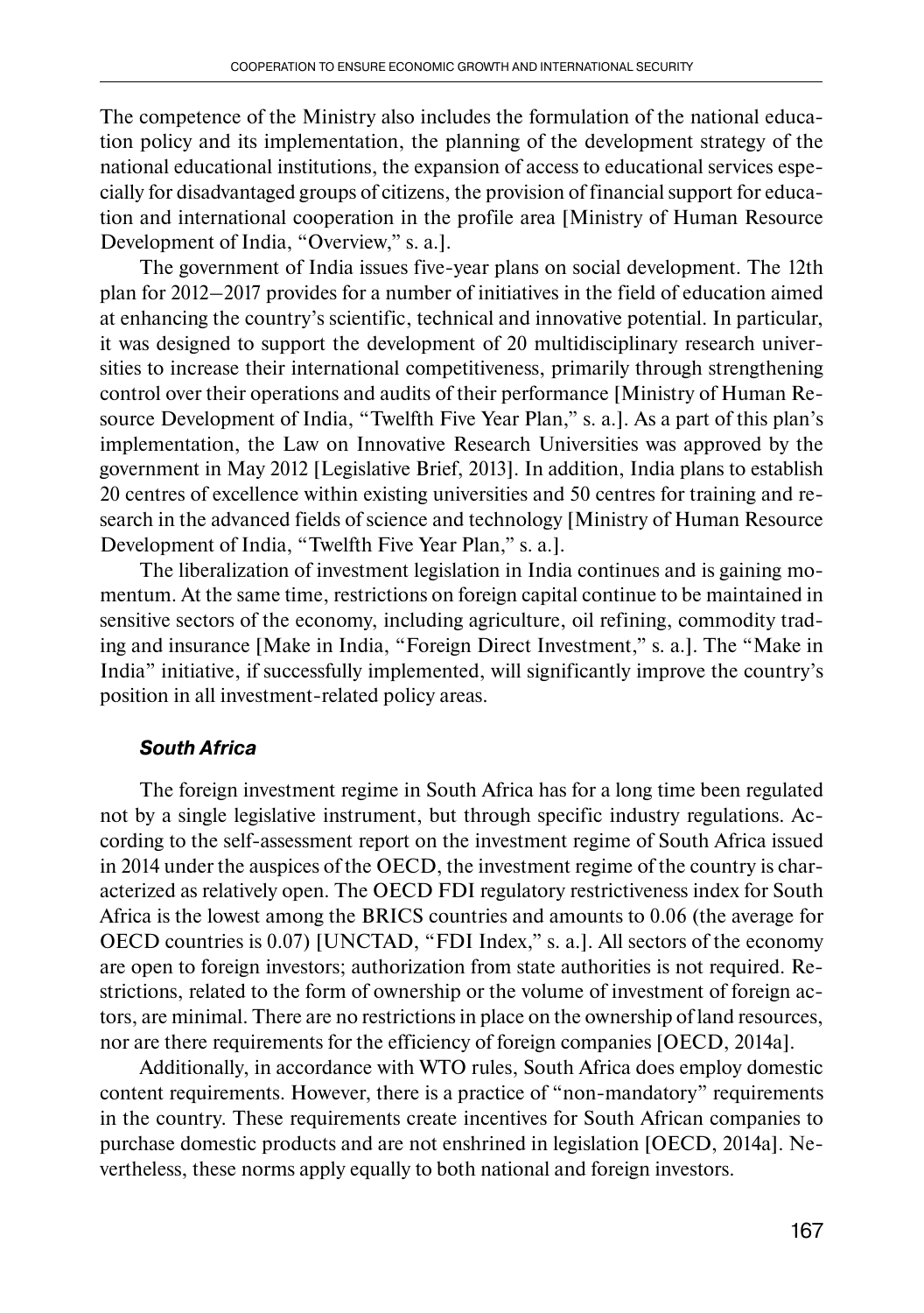The competence of the Ministry also includes the formulation of the national education policy and its implementation, the planning of the development strategy of the national educational institutions, the expansion of access to educational services especially for disadvantaged groups of citizens, the provision of financial support for education and international cooperation in the profile area [Ministry of Human Resource Development of India, "Overview," s. a.].

The government of India issues five-year plans on social development. The 12th plan for 2012–2017 provides for a number of initiatives in the field of education aimed at enhancing the country's scientific, technical and innovative potential. In particular, it was designed to support the development of 20 multidisciplinary research universities to increase their international competitiveness, primarily through strengthening control over their operations and audits of their performance [Ministry of Human Resource Development of India, "Twelfth Five Year Plan," s. a.]. As a part of this plan's implementation, the Law on Innovative Research Universities was approved by the government in May 2012 [Legislative Brief, 2013]. In addition, India plans to establish 20 centres of excellence within existing universities and 50 centres for training and research in the advanced fields of science and technology [Ministry of Human Resource Development of India, "Twelfth Five Year Plan," s. a.].

The liberalization of investment legislation in India continues and is gaining momentum. At the same time, restrictions on foreign capital continue to be maintained in sensitive sectors of the economy, including agriculture, oil refining, commodity trading and insurance [Make in India, "Foreign Direct Investment," s. a.]. The "Make in India" initiative, if successfully implemented, will significantly improve the country's position in all investment-related policy areas.

### *South Africa*

The foreign investment regime in South Africa has for a long time been regulated not by a single legislative instrument, but through specific industry regulations. According to the self-assessment report on the investment regime of South Africa issued in 2014 under the auspices of the OECD, the investment regime of the country is characterized as relatively open. The OECD FDI regulatory restrictiveness index for South Africa is the lowest among the BRICS countries and amounts to 0.06 (the average for OECD countries is 0.07) [UNCTAD, "FDI Index," s. a.]. All sectors of the economy are open to foreign investors; authorization from state authorities is not required. Restrictions, related to the form of ownership or the volume of investment of foreign actors, are minimal. There are no restrictions in place on the ownership of land resources, nor are there requirements for the efficiency of foreign companies [OECD, 2014a].

Additionally, in accordance with WTO rules, South Africa does employ domestic content requirements. However, there is a practice of "non-mandatory" requirements in the country. These requirements create incentives for South African companies to purchase domestic products and are not enshrined in legislation [OECD, 2014a]. Nevertheless, these norms apply equally to both national and foreign investors.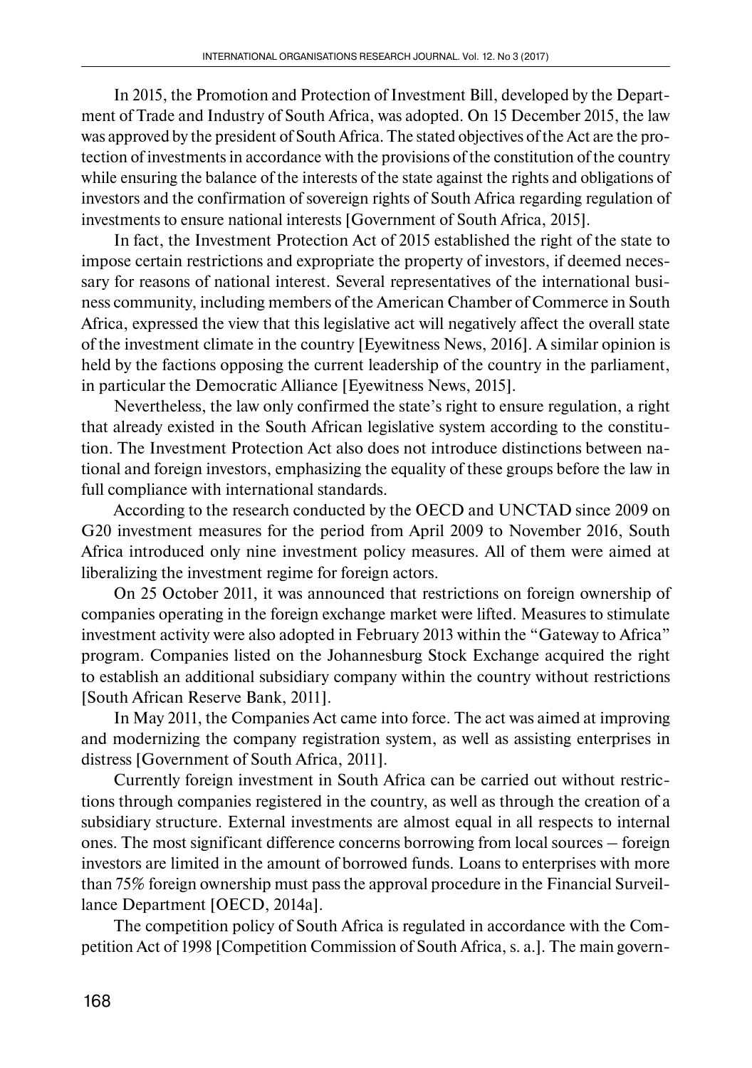In 2015, the Promotion and Protection of Investment Bill, developed by the Department of Trade and Industry of South Africa, was adopted. On 15 December 2015, the law was approved by the president of South Africa. The stated objectives of the Act are the protection of investments in accordance with the provisions of the constitution of the country while ensuring the balance of the interests of the state against the rights and obligations of investors and the confirmation of sovereign rights of South Africa regarding regulation of investments to ensure national interests [Government of South Africa, 2015].

In fact, the Investment Protection Act of 2015 established the right of the state to impose certain restrictions and expropriate the property of investors, if deemed necessary for reasons of national interest. Several representatives of the international business community, including members of the American Chamber of Commerce in South Africa, expressed the view that this legislative act will negatively affect the overall state of the investment climate in the country [Eyewitness News, 2016]. A similar opinion is held by the factions opposing the current leadership of the country in the parliament, in particular the Democratic Alliance [Eyewitness News, 2015].

Nevertheless, the law only confirmed the state's right to ensure regulation, a right that already existed in the South African legislative system according to the constitution. The Investment Protection Act also does not introduce distinctions between national and foreign investors, emphasizing the equality of these groups before the law in full compliance with international standards.

According to the research conducted by the OECD and UNCTAD since 2009 on G20 investment measures for the period from April 2009 to November 2016, South Africa introduced only nine investment policy measures. All of them were aimed at liberalizing the investment regime for foreign actors.

On 25 October 2011, it was announced that restrictions on foreign ownership of companies operating in the foreign exchange market were lifted. Measures to stimulate investment activity were also adopted in February 2013 within the "Gateway to Africa" program. Companies listed on the Johannesburg Stock Exchange acquired the right to establish an additional subsidiary company within the country without restrictions [South African Reserve Bank, 2011].

In May 2011, the Companies Act came into force. The act was aimed at improving and modernizing the company registration system, as well as assisting enterprises in distress [Government of South Africa, 2011].

Currently foreign investment in South Africa can be carried out without restrictions through companies registered in the country, as well as through the creation of a subsidiary structure. External investments are almost equal in all respects to internal ones. The most significant difference concerns borrowing from local sources – foreign investors are limited in the amount of borrowed funds. Loans to enterprises with more than 75% foreign ownership must pass the approval procedure in the Financial Surveillance Department [OECD, 2014a].

The competition policy of South Africa is regulated in accordance with the Competition Act of 1998 [Competition Commission of South Africa, s. a.]. The main govern-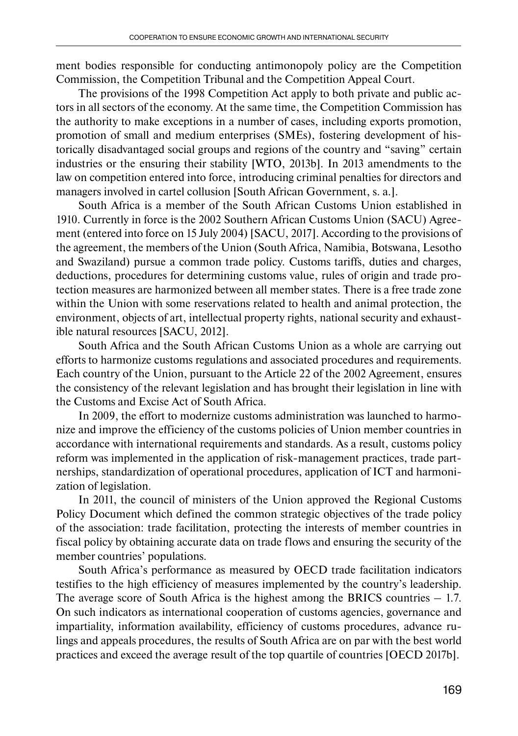ment bodies responsible for conducting antimonopoly policy are the Competition Commission, the Competition Tribunal and the Competition Appeal Court.

The provisions of the 1998 Competition Act apply to both private and public actors in all sectors of the economy. At the same time, the Competition Commission has the authority to make exceptions in a number of cases, including exports promotion, promotion of small and medium enterprises (SMEs), fostering development of historically disadvantaged social groups and regions of the country and "saving" certain industries or the ensuring their stability [WTO, 2013b]. In 2013 amendments to the law on competition entered into force, introducing criminal penalties for directors and managers involved in cartel collusion [South African Government, s. a.].

South Africa is a member of the South African Customs Union established in 1910. Currently in force is the 2002 Southern African Customs Union (SACU) Agreement (entered into force on 15 July 2004) [SACU, 2017]. According to the provisions of the agreement, the members of the Union (South Africa, Namibia, Botswana, Lesotho and Swaziland) pursue a common trade policy. Customs tariffs, duties and charges, deductions, procedures for determining customs value, rules of origin and trade protection measures are harmonized between all member states. There is a free trade zone within the Union with some reservations related to health and animal protection, the environment, objects of art, intellectual property rights, national security and exhaustible natural resources [SACU, 2012].

South Africa and the South African Customs Union as a whole are carrying out efforts to harmonize customs regulations and associated procedures and requirements. Each country of the Union, pursuant to the Article 22 of the 2002 Agreement, ensures the consistency of the relevant legislation and has brought their legislation in line with the Customs and Excise Act of South Africa.

In 2009, the effort to modernize customs administration was launched to harmonize and improve the efficiency of the customs policies of Union member countries in accordance with international requirements and standards. As a result, customs policy reform was implemented in the application of risk-management practices, trade partnerships, standardization of operational procedures, application of ICT and harmonization of legislation.

In 2011, the council of ministers of the Union approved the Regional Customs Policy Document which defined the common strategic objectives of the trade policy of the association: trade facilitation, protecting the interests of member countries in fiscal policy by obtaining accurate data on trade flows and ensuring the security of the member countries' populations.

South Africa's performance as measured by OECD trade facilitation indicators testifies to the high efficiency of measures implemented by the country's leadership. The average score of South Africa is the highest among the BRICS countries – 1.7. On such indicators as international cooperation of customs agencies, governance and impartiality, information availability, efficiency of customs procedures, advance rulings and appeals procedures, the results of South Africa are on par with the best world practices and exceed the average result of the top quartile of countries [OECD 2017b].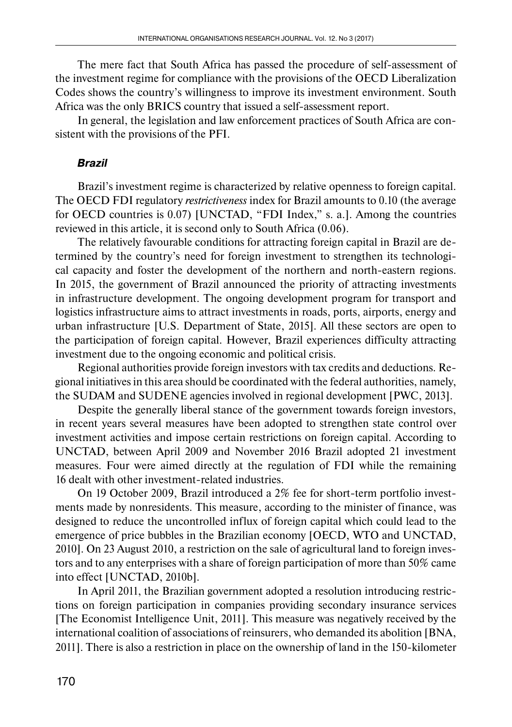The mere fact that South Africa has passed the procedure of self-assessment of the investment regime for compliance with the provisions of the OECD Liberalization Codes shows the country's willingness to improve its investment environment. South Africa was the only BRICS country that issued a self-assessment report.

In general, the legislation and law enforcement practices of South Africa are consistent with the provisions of the PFI.

### *Brazil*

Brazil's investment regime is characterized by relative openness to foreign capital. The OECD FDI regulatory *restrictiveness* index for Brazil amounts to 0.10 (the average for OECD countries is 0.07) [UNCTAD, "FDI Index," s. a.]. Among the countries reviewed in this article, it is second only to South Africa (0.06).

The relatively favourable conditions for attracting foreign capital in Brazil are determined by the country's need for foreign investment to strengthen its technological capacity and foster the development of the northern and north-eastern regions. In 2015, the government of Brazil announced the priority of attracting investments in infrastructure development. The ongoing development program for transport and logistics infrastructure aims to attract investments in roads, ports, airports, energy and urban infrastructure [U.S. Department of State, 2015]. All these sectors are open to the participation of foreign capital. However, Brazil experiences difficulty attracting investment due to the ongoing economic and political crisis.

Regional authorities provide foreign investors with tax credits and deductions. Regional initiatives in this area should be coordinated with the federal authorities, namely, the SUDAM and SUDENE agencies involved in regional development [PWC, 2013].

Despite the generally liberal stance of the government towards foreign investors, in recent years several measures have been adopted to strengthen state control over investment activities and impose certain restrictions on foreign capital. According to UNCTAD, between April 2009 and November 2016 Brazil adopted 21 investment measures. Four were aimed directly at the regulation of FDI while the remaining 16 dealt with other investment-related industries.

On 19 October 2009, Brazil introduced a 2% fee for short-term portfolio investments made by nonresidents. This measure, according to the minister of finance, was designed to reduce the uncontrolled influx of foreign capital which could lead to the emergence of price bubbles in the Brazilian economy [OECD, WTO and UNCTAD, 2010]. On 23 August 2010, a restriction on the sale of agricultural land to foreign investors and to any enterprises with a share of foreign participation of more than 50% came into effect [UNCTAD, 2010b].

In April 2011, the Brazilian government adopted a resolution introducing restrictions on foreign participation in companies providing secondary insurance services [The Economist Intelligence Unit, 2011]. This measure was negatively received by the international coalition of associations of reinsurers, who demanded its abolition [BNA, 2011]. There is also a restriction in place on the ownership of land in the 150-kilometer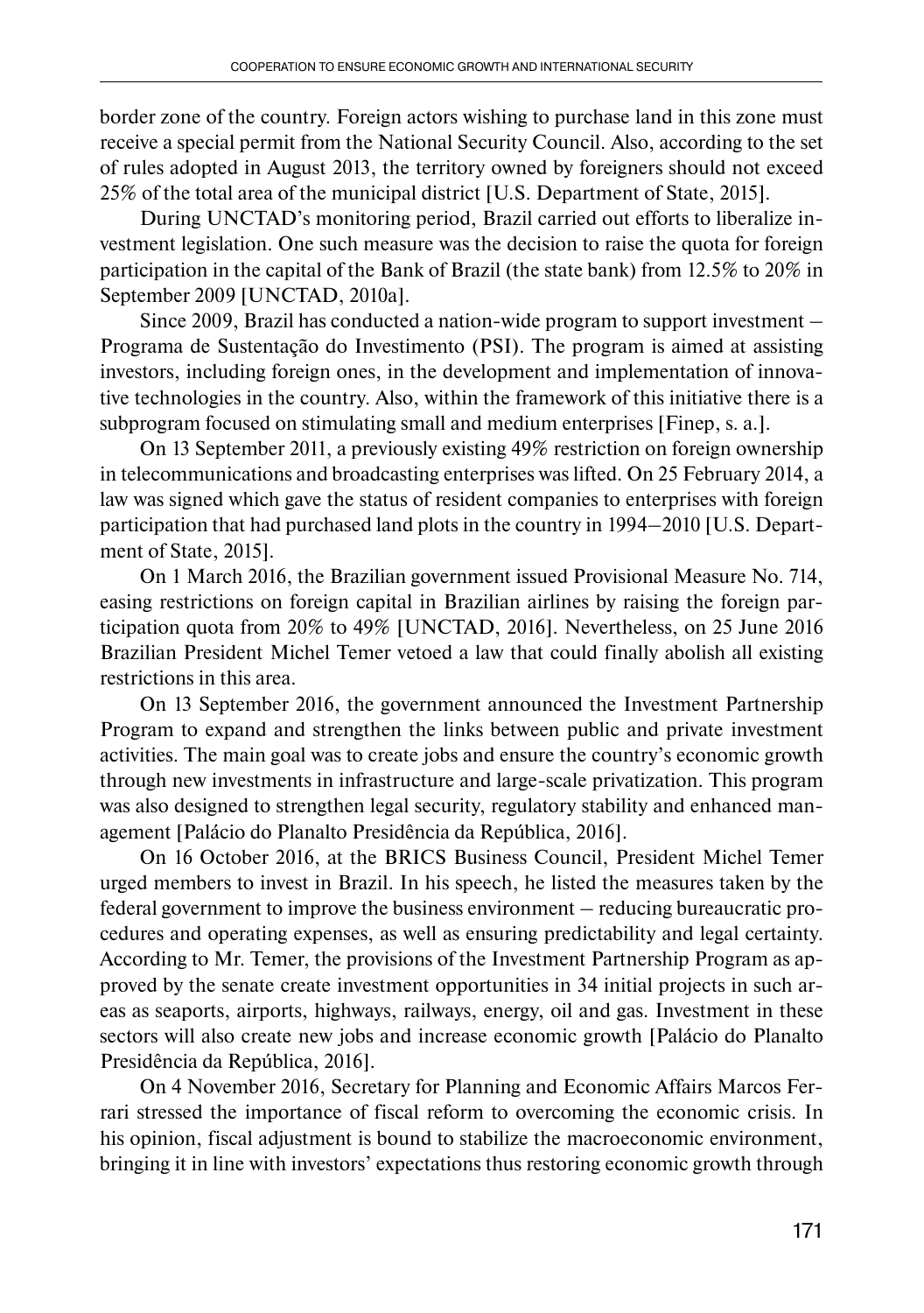border zone of the country. Foreign actors wishing to purchase land in this zone must receive a special permit from the National Security Council. Also, according to the set of rules adopted in August 2013, the territory owned by foreigners should not exceed 25% of the total area of the municipal district [U.S. Department of State, 2015].

During UNCTAD's monitoring period, Brazil carried out efforts to liberalize investment legislation. One such measure was the decision to raise the quota for foreign participation in the capital of the Bank of Brazil (the state bank) from 12.5% to 20% in September 2009 [UNCTAD, 2010a].

Since 2009, Brazil has conducted a nation-wide program to support investment – Programa de Sustentação do Investimento (PSI). The program is aimed at assisting investors, including foreign ones, in the development and implementation of innovative technologies in the country. Also, within the framework of this initiative there is a subprogram focused on stimulating small and medium enterprises [Finep, s. a.].

On 13 September 2011, a previously existing 49% restriction on foreign ownership in telecommunications and broadcasting enterprises was lifted. On 25 February 2014, a law was signed which gave the status of resident companies to enterprises with foreign participation that had purchased land plots in the country in 1994–2010 [U.S. Department of State, 2015].

On 1 March 2016, the Brazilian government issued Provisional Measure No. 714, easing restrictions on foreign capital in Brazilian airlines by raising the foreign participation quota from 20% to 49% [UNCTAD, 2016]. Nevertheless, on 25 June 2016 Brazilian President Michel Temer vetoed a law that could finally abolish all existing restrictions in this area.

On 13 September 2016, the government announced the Investment Partnership Program to expand and strengthen the links between public and private investment activities. The main goal was to create jobs and ensure the country's economic growth through new investments in infrastructure and large-scale privatization. This program was also designed to strengthen legal security, regulatory stability and enhanced management [Palácio do Planalto Presidência da República, 2016].

On 16 October 2016, at the BRICS Business Council, President Michel Temer urged members to invest in Brazil. In his speech, he listed the measures taken by the federal government to improve the business environment – reducing bureaucratic procedures and operating expenses, as well as ensuring predictability and legal certainty. According to Mr. Temer, the provisions of the Investment Partnership Program as approved by the senate create investment opportunities in 34 initial projects in such areas as seaports, airports, highways, railways, energy, oil and gas. Investment in these sectors will also create new jobs and increase economic growth [Palácio do Planalto Presidência da República, 2016].

On 4 November 2016, Secretary for Planning and Economic Affairs Marcos Ferrari stressed the importance of fiscal reform to overcoming the economic crisis. In his opinion, fiscal adjustment is bound to stabilize the macroeconomic environment, bringing it in line with investors' expectations thus restoring economic growth through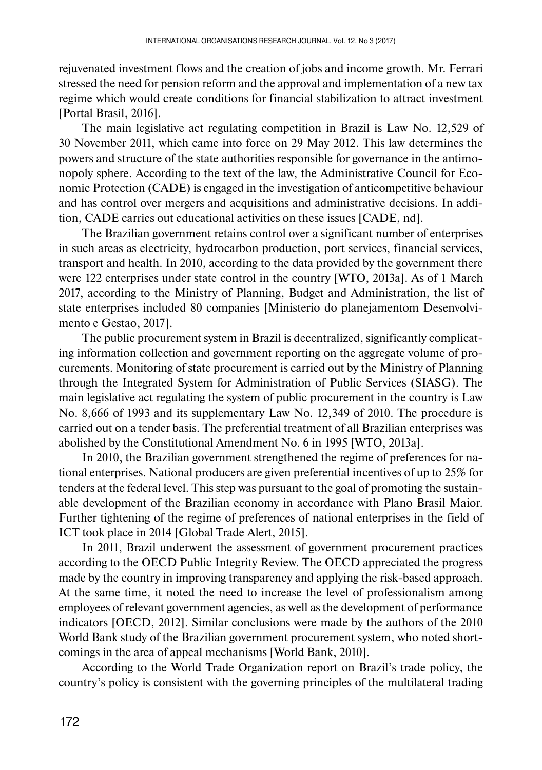rejuvenated investment flows and the creation of jobs and income growth. Mr. Ferrari stressed the need for pension reform and the approval and implementation of a new tax regime which would create conditions for financial stabilization to attract investment [Portal Brasil, 2016].

The main legislative act regulating competition in Brazil is Law No. 12,529 of 30 November 2011, which came into force on 29 May 2012. This law determines the powers and structure of the state authorities responsible for governance in the antimonopoly sphere. According to the text of the law, the Administrative Council for Economic Protection (CADE) is engaged in the investigation of anticompetitive behaviour and has control over mergers and acquisitions and administrative decisions. In addition, CADE carries out educational activities on these issues [CADE, nd].

The Brazilian government retains control over a significant number of enterprises in such areas as electricity, hydrocarbon production, port services, financial services, transport and health. In 2010, according to the data provided by the government there were 122 enterprises under state control in the country [WTO, 2013a]. As of 1 March 2017, according to the Ministry of Planning, Budget and Administration, the list of state enterprises included 80 companies [Ministerio do planejamentom Desenvolvimento e Gestao, 2017].

The public procurement system in Brazil is decentralized, significantly complicating information collection and government reporting on the aggregate volume of procurements. Monitoring of state procurement is carried out by the Ministry of Planning through the Integrated System for Administration of Public Services (SIASG). The main legislative act regulating the system of public procurement in the country is Law No. 8,666 of 1993 and its supplementary Law No. 12,349 of 2010. The procedure is carried out on a tender basis. The preferential treatment of all Brazilian enterprises was abolished by the Constitutional Amendment No. 6 in 1995 [WTO, 2013a].

In 2010, the Brazilian government strengthened the regime of preferences for national enterprises. National producers are given preferential incentives of up to 25% for tenders at the federal level. This step was pursuant to the goal of promoting the sustainable development of the Brazilian economy in accordance with Plano Brasil Maior. Further tightening of the regime of preferences of national enterprises in the field of ICT took place in 2014 [Global Trade Alert, 2015].

In 2011, Brazil underwent the assessment of government procurement practices according to the OECD Public Integrity Review. The OECD appreciated the progress made by the country in improving transparency and applying the risk-based approach. At the same time, it noted the need to increase the level of professionalism among employees of relevant government agencies, as well as the development of performance indicators [OECD, 2012]. Similar conclusions were made by the authors of the 2010 World Bank study of the Brazilian government procurement system, who noted shortcomings in the area of appeal mechanisms [World Bank, 2010].

According to the World Trade Organization report on Brazil's trade policy, the country's policy is consistent with the governing principles of the multilateral trading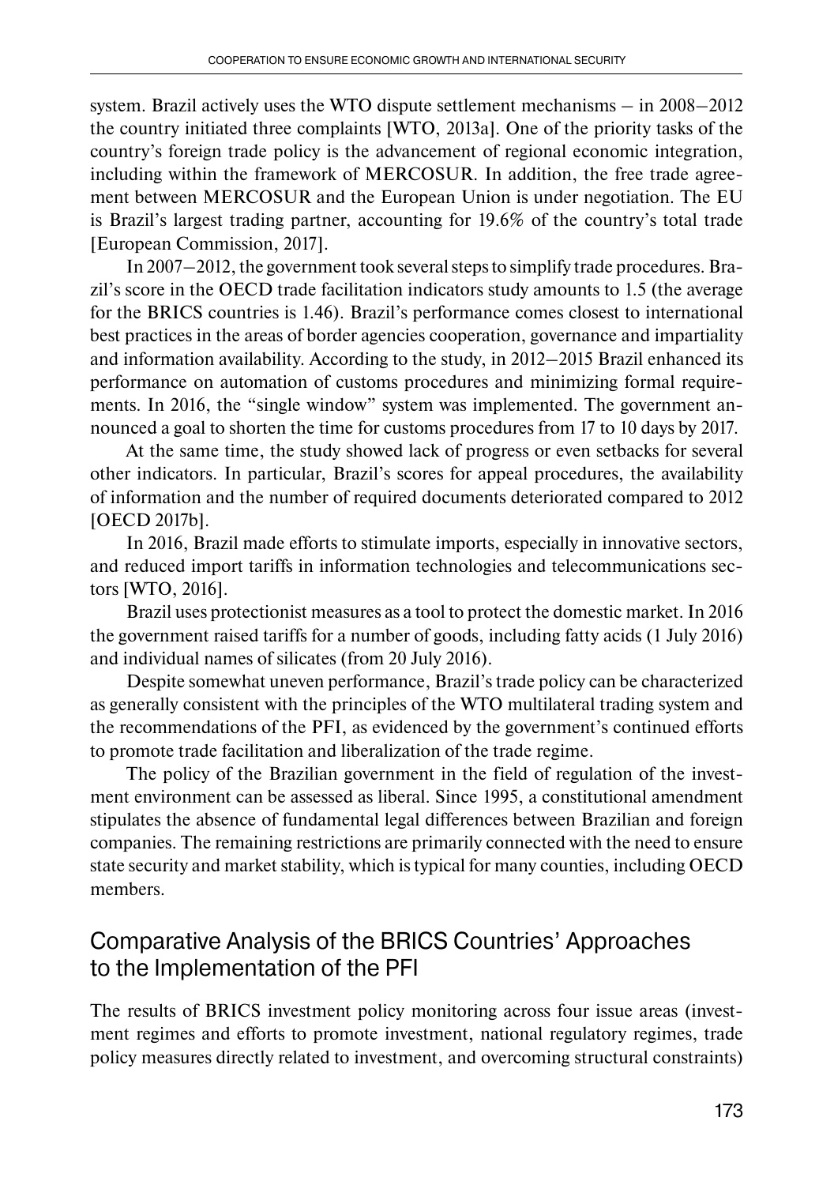system. Brazil actively uses the WTO dispute settlement mechanisms – in 2008–2012 the country initiated three complaints [WTO, 2013a]. One of the priority tasks of the country's foreign trade policy is the advancement of regional economic integration, including within the framework of MERCOSUR. In addition, the free trade agreement between MERCOSUR and the European Union is under negotiation. The EU is Brazil's largest trading partner, accounting for 19.6% of the country's total trade [European Commission, 2017].

In 2007–2012, the government took several steps to simplify trade procedures. Brazil's score in the OECD trade facilitation indicators study amounts to 1.5 (the average for the BRICS countries is 1.46). Brazil's performance comes closest to international best practices in the areas of border agencies cooperation, governance and impartiality and information availability. According to the study, in 2012–2015 Brazil enhanced its performance on automation of customs procedures and minimizing formal requirements. In 2016, the "single window" system was implemented. The government announced a goal to shorten the time for customs procedures from 17 to 10 days by 2017.

At the same time, the study showed lack of progress or even setbacks for several other indicators. In particular, Brazil's scores for appeal procedures, the availability of information and the number of required documents deteriorated compared to 2012 [OECD 2017b].

In 2016, Brazil made efforts to stimulate imports, especially in innovative sectors, and reduced import tariffs in information technologies and telecommunications sectors [WTO, 2016].

Brazil uses protectionist measures as a tool to protect the domestic market. In 2016 the government raised tariffs for a number of goods, including fatty acids (1 July 2016) and individual names of silicates (from 20 July 2016).

Despite somewhat uneven performance, Brazil's trade policy can be characterized as generally consistent with the principles of the WTO multilateral trading system and the recommendations of the PFI, as evidenced by the government's continued efforts to promote trade facilitation and liberalization of the trade regime.

The policy of the Brazilian government in the field of regulation of the investment environment can be assessed as liberal. Since 1995, a constitutional amendment stipulates the absence of fundamental legal differences between Brazilian and foreign companies. The remaining restrictions are primarily connected with the need to ensure state security and market stability, which is typical for many counties, including OECD members.

## Comparative Analysis of the BRICS Countries' Approaches to the Implementation of the PFI

The results of BRICS investment policy monitoring across four issue areas (investment regimes and efforts to promote investment, national regulatory regimes, trade policy measures directly related to investment, and overcoming structural constraints)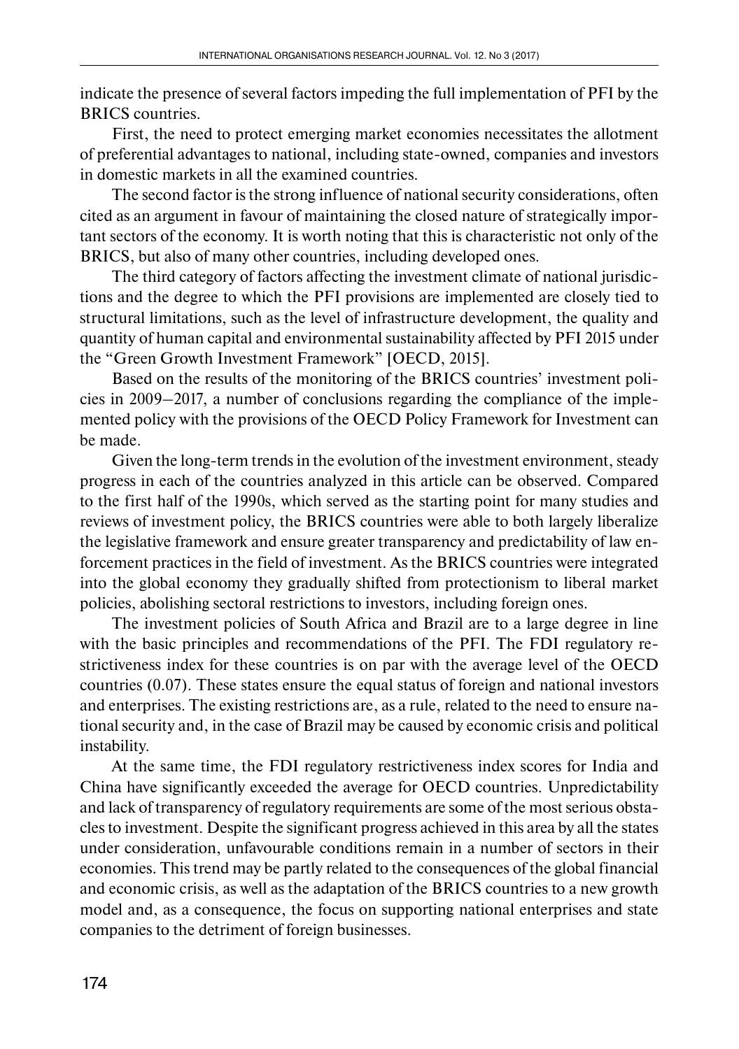indicate the presence of several factors impeding the full implementation of PFI by the BRICS countries.

First, the need to protect emerging market economies necessitates the allotment of preferential advantages to national, including state-owned, companies and investors in domestic markets in all the examined countries.

The second factor is the strong influence of national security considerations, often cited as an argument in favour of maintaining the closed nature of strategically important sectors of the economy. It is worth noting that this is characteristic not only of the BRICS, but also of many other countries, including developed ones.

The third category of factors affecting the investment climate of national jurisdictions and the degree to which the PFI provisions are implemented are closely tied to structural limitations, such as the level of infrastructure development, the quality and quantity of human capital and environmental sustainability affected by PFI 2015 under the "Green Growth Investment Framework" [OECD, 2015].

Based on the results of the monitoring of the BRICS countries' investment policies in 2009–2017, a number of conclusions regarding the compliance of the implemented policy with the provisions of the OECD Policy Framework for Investment can be made.

Given the long-term trends in the evolution of the investment environment, steady progress in each of the countries analyzed in this article can be observed. Compared to the first half of the 1990s, which served as the starting point for many studies and reviews of investment policy, the BRICS countries were able to both largely liberalize the legislative framework and ensure greater transparency and predictability of law enforcement practices in the field of investment. As the BRICS countries were integrated into the global economy they gradually shifted from protectionism to liberal market policies, abolishing sectoral restrictions to investors, including foreign ones.

The investment policies of South Africa and Brazil are to a large degree in line with the basic principles and recommendations of the PFI. The FDI regulatory restrictiveness index for these countries is on par with the average level of the OECD countries (0.07). These states ensure the equal status of foreign and national investors and enterprises. The existing restrictions are, as a rule, related to the need to ensure national security and, in the case of Brazil may be caused by economic crisis and political instability.

At the same time, the FDI regulatory restrictiveness index scores for India and China have significantly exceeded the average for OECD countries. Unpredictability and lack of transparency of regulatory requirements are some of the most serious obstacles to investment. Despite the significant progress achieved in this area by all the states under consideration, unfavourable conditions remain in a number of sectors in their economies. This trend may be partly related to the consequences of the global financial and economic crisis, as well as the adaptation of the BRICS countries to a new growth model and, as a consequence, the focus on supporting national enterprises and state companies to the detriment of foreign businesses.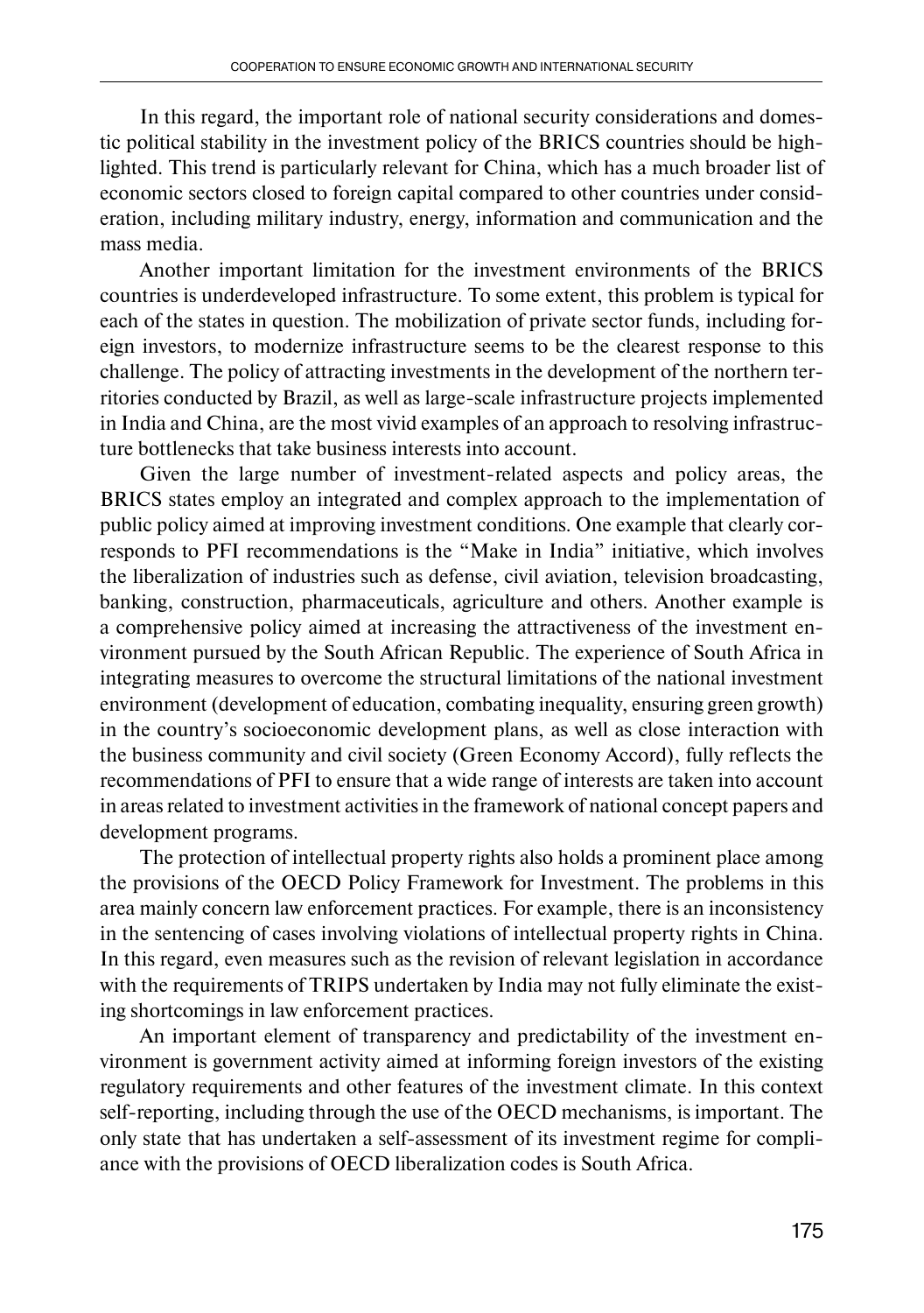In this regard, the important role of national security considerations and domestic political stability in the investment policy of the BRICS countries should be highlighted. This trend is particularly relevant for China, which has a much broader list of economic sectors closed to foreign capital compared to other countries under consideration, including military industry, energy, information and communication and the mass media.

Another important limitation for the investment environments of the BRICS countries is underdeveloped infrastructure. To some extent, this problem is typical for each of the states in question. The mobilization of private sector funds, including foreign investors, to modernize infrastructure seems to be the clearest response to this challenge. The policy of attracting investments in the development of the northern territories conducted by Brazil, as well as large-scale infrastructure projects implemented in India and China, are the most vivid examples of an approach to resolving infrastructure bottlenecks that take business interests into account.

Given the large number of investment-related aspects and policy areas, the BRICS states employ an integrated and complex approach to the implementation of public policy aimed at improving investment conditions. One example that clearly corresponds to PFI recommendations is the "Make in India" initiative, which involves the liberalization of industries such as defense, civil aviation, television broadcasting, banking, construction, pharmaceuticals, agriculture and others. Another example is a comprehensive policy aimed at increasing the attractiveness of the investment environment pursued by the South African Republic. The experience of South Africa in integrating measures to overcome the structural limitations of the national investment environment (development of education, combating inequality, ensuring green growth) in the country's socioeconomic development plans, as well as close interaction with the business community and civil society (Green Economy Accord), fully reflects the recommendations of PFI to ensure that a wide range of interests are taken into account in areas related to investment activities in the framework of national concept papers and development programs.

The protection of intellectual property rights also holds a prominent place among the provisions of the OECD Policy Framework for Investment. The problems in this area mainly concern law enforcement practices. For example, there is an inconsistency in the sentencing of cases involving violations of intellectual property rights in China. In this regard, even measures such as the revision of relevant legislation in accordance with the requirements of TRIPS undertaken by India may not fully eliminate the existing shortcomings in law enforcement practices.

An important element of transparency and predictability of the investment environment is government activity aimed at informing foreign investors of the existing regulatory requirements and other features of the investment climate. In this context self-reporting, including through the use of the OECD mechanisms, is important. The only state that has undertaken a self-assessment of its investment regime for compliance with the provisions of OECD liberalization codes is South Africa.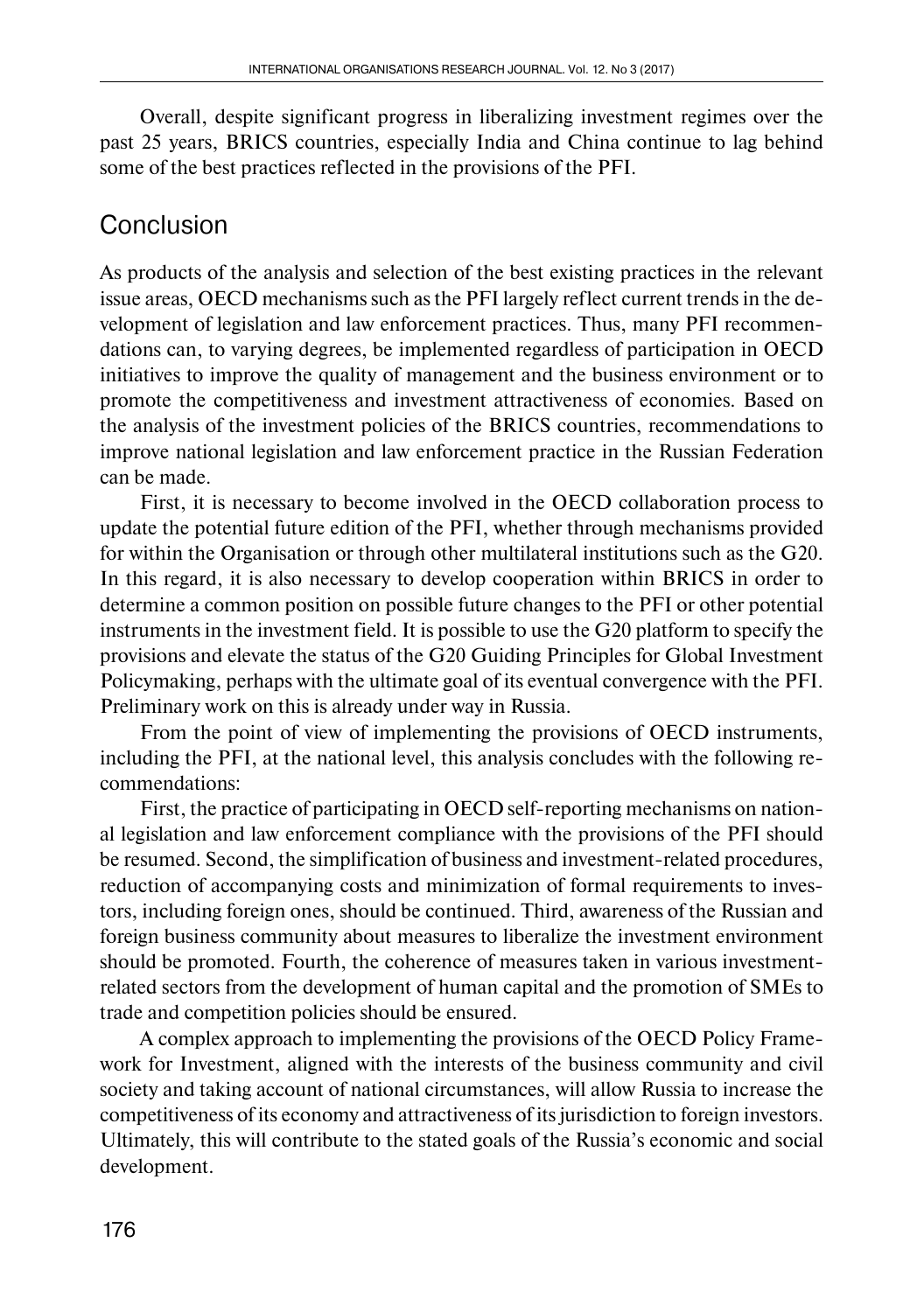Overall, despite significant progress in liberalizing investment regimes over the past 25 years, BRICS countries, especially India and China continue to lag behind some of the best practices reflected in the provisions of the PFI.

## Conclusion

As products of the analysis and selection of the best existing practices in the relevant issue areas, OECD mechanisms such as the PFI largely reflect current trends in the development of legislation and law enforcement practices. Thus, many PFI recommendations can, to varying degrees, be implemented regardless of participation in OECD initiatives to improve the quality of management and the business environment or to promote the competitiveness and investment attractiveness of economies. Based on the analysis of the investment policies of the BRICS countries, recommendations to improve national legislation and law enforcement practice in the Russian Federation can be made.

First, it is necessary to become involved in the OECD collaboration process to update the potential future edition of the PFI, whether through mechanisms provided for within the Organisation or through other multilateral institutions such as the G20. In this regard, it is also necessary to develop cooperation within BRICS in order to determine a common position on possible future changes to the PFI or other potential instruments in the investment field. It is possible to use the G20 platform to specify the provisions and elevate the status of the G20 Guiding Principles for Global Investment Policymaking, perhaps with the ultimate goal of its eventual convergence with the PFI. Preliminary work on this is already under way in Russia.

From the point of view of implementing the provisions of OECD instruments, including the PFI, at the national level, this analysis concludes with the following recommendations:

First, the practice of participating in OECD self-reporting mechanisms on national legislation and law enforcement compliance with the provisions of the PFI should be resumed. Second, the simplification of business and investment-related procedures, reduction of accompanying costs and minimization of formal requirements to investors, including foreign ones, should be continued. Third, awareness of the Russian and foreign business community about measures to liberalize the investment environment should be promoted. Fourth, the coherence of measures taken in various investment-related sectors from the development of human capital and the promotion of SMEs to trade and competition policies should be ensured.

A complex approach to implementing the provisions of the OECD Policy Framework for Investment, aligned with the interests of the business community and civil society and taking account of national circumstances, will allow Russia to increase the competitiveness of its economy and attractiveness of its jurisdiction to foreign investors. Ultimately, this will contribute to the stated goals of the Russia's economic and social development.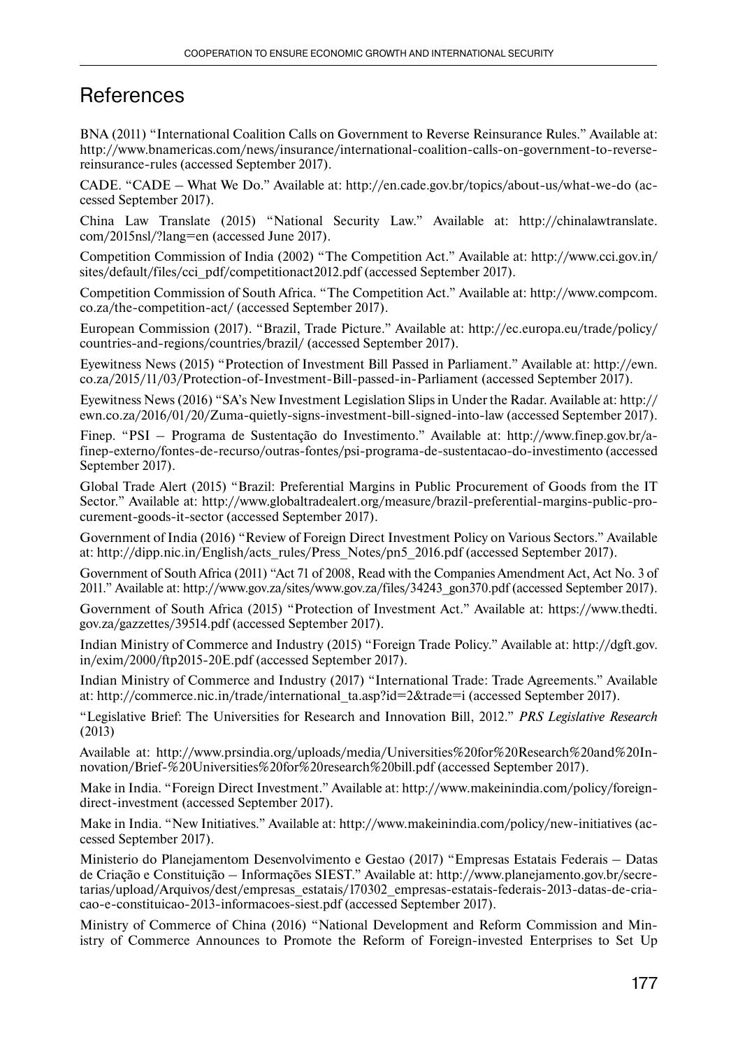## References

BNA (2011) "International Coalition Calls on Government to Reverse Reinsurance Rules." Available at: http://www.bnamericas.com/news/insurance/international-coalition-calls-on-government-to-reverse-reinsurance-rules (accessed September 2017).

CADE. "CADE – What We Do." Available at: http://en.cade.gov.br/topics/about-us/what-we-do (accessed September 2017).

China Law Translate (2015) "National Security Law." Available at: http://chinalawtranslate.com/2015nsl/?lang=en (accessed June 2017).

Competition Commission of India (2002) "The Competition Act." Available at: http://www.cci.gov.in/sites/default/files/cci_pdf/competitionact2012.pdf (accessed September 2017).

Competition Commission of South Africa. "The Competition Act." Available at: http://www.compcom.co.za/the-competition-act/ (accessed September 2017).

European Commission (2017). "Brazil, Trade Picture." Available at: http://ec.europa.eu/trade/policy/countries-and-regions/countries/brazil/ (accessed September 2017).

Eyewitness News (2015) "Protection of Investment Bill Passed in Parliament." Available at: http://ewn.co.za/2015/11/03/Protection-of-Investment-Bill-passed-in-Parliament (accessed September 2017).

Eyewitness News (2016) "SA's New Investment Legislation Slips in Under the Radar. Available at: http://ewn.co.za/2016/01/20/Zuma-quietly-signs-investment-bill-signed-into-law (accessed September 2017).

Finep. "PSI – Programa de Sustentação do Investimento." Available at: http://www.finep.gov.br/a-finep-externo/fontes-de-recurso/outras-fontes/psi-programa-de-sustentacao-do-investimento (accessed September 2017).

Global Trade Alert (2015) "Brazil: Preferential Margins in Public Procurement of Goods from the IT Sector." Available at: http://www.globaltradealert.org/measure/brazil-preferential-margins-public-procurement-goods-it-sector (accessed September 2017).

Government of India (2016) "Review of Foreign Direct Investment Policy on Various Sectors." Available at: http://dipp.nic.in/English/acts_rules/Press_Notes/pn5_2016.pdf (accessed September 2017).

Government of South Africa (2011) "Act 71 of 2008, Read with the Companies Amendment Act, Act No. 3 of 2011." Available at: http://www.gov.za/sites/www.gov.za/files/34243_gon370.pdf (accessed September 2017).

Government of South Africa (2015) "Protection of Investment Act." Available at: https://www.thedti.gov.za/gazzettes/39514.pdf (accessed September 2017).

Indian Ministry of Commerce and Industry (2015) "Foreign Trade Policy." Available at: http://dgft.gov.in/exim/2000/ftp2015-20E.pdf (accessed September 2017).

Indian Ministry of Commerce and Industry (2017) "International Trade: Trade Agreements." Available at: http://commerce.nic.in/trade/international_ta.asp?id=2&trade=i (accessed September 2017).

"Legislative Brief: The Universities for Research and Innovation Bill, 2012." *PRS Legislative Research* (2013)

Available at: http://www.prsindia.org/uploads/media/Universities%20for%20Research%20and%20Innovation/Brief-%20Universities%20for%20research%20bill.pdf (accessed September 2017).

Make in India. "Foreign Direct Investment." Available at: http://www.makeinindia.com/policy/foreign-direct-investment (accessed September 2017).

Make in India. "New Initiatives." Available at: http://www.makeinindia.com/policy/new-initiatives (accessed September 2017).

Ministerio do Planejamentom Desenvolvimento e Gestao (2017) "Empresas Estatais Federais – Datas de Criação e Constituição – Informações SIEST." Available at: http://www.planejamento.gov.br/secretarias/upload/Arquivos/dest/empresas_estatais/170302_empresas-estatais-federais-2013-datas-de-criacao-e-constituicao-2013-informacoes-siest.pdf (accessed September 2017).

Ministry of Commerce of China (2016) "National Development and Reform Commission and Ministry of Commerce Announces to Promote the Reform of Foreign-invested Enterprises to Set Up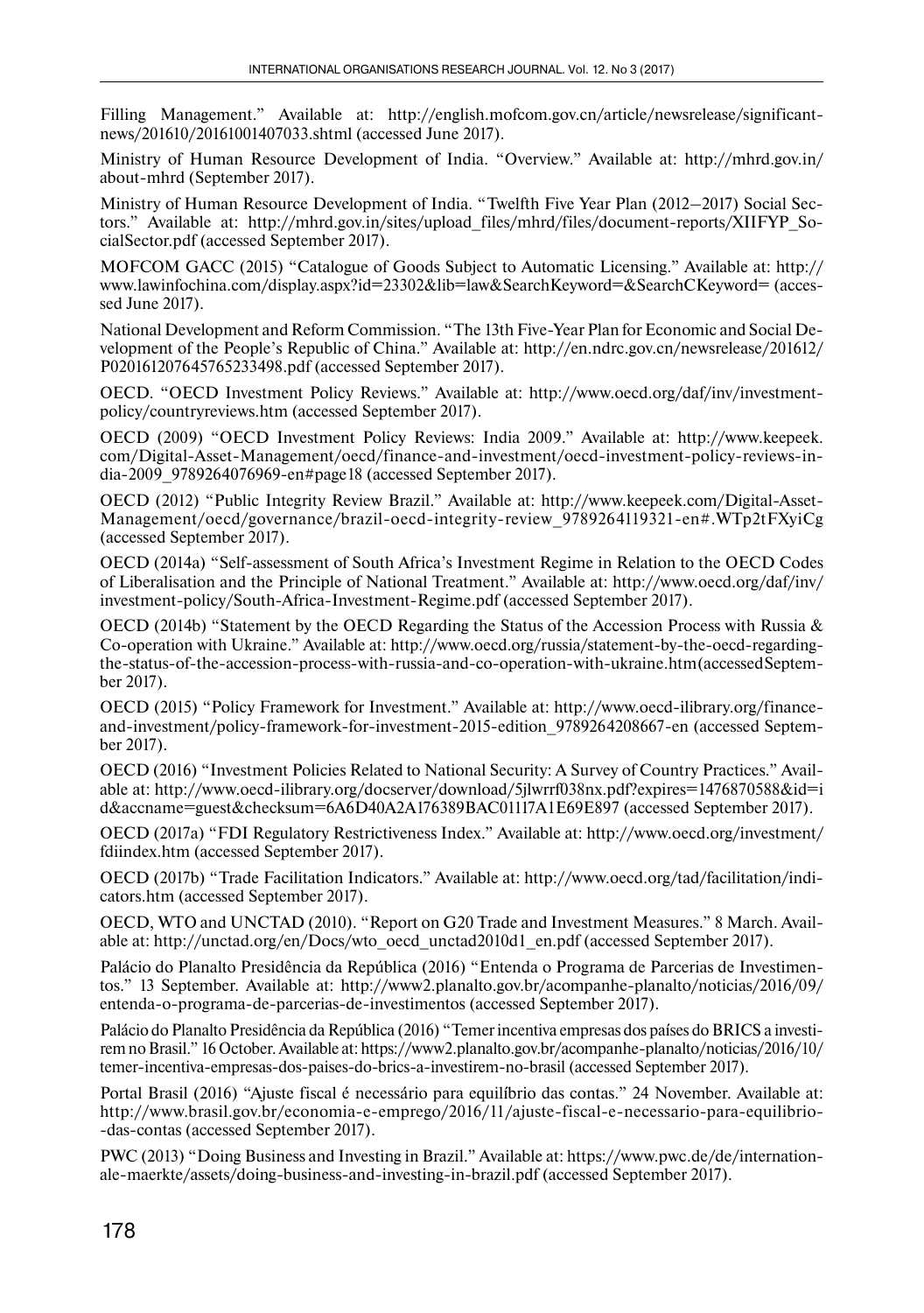Filling Management." Available at: http://english.mofcom.gov.cn/article/newsrelease/significantnews/201610/20161001407033.shtml (accessed June 2017).

Ministry of Human Resource Development of India. "Overview." Available at: http://mhrd.gov.in/about-mhrd (September 2017).

Ministry of Human Resource Development of India. "Twelfth Five Year Plan (2012–2017) Social Sectors." Available at: http://mhrd.gov.in/sites/upload_files/mhrd/files/document-reports/XIIFYP_SocialSector.pdf (accessed September 2017).

MOFCOM GACC (2015) "Catalogue of Goods Subject to Automatic Licensing." Available at: http://www.lawinfochina.com/display.aspx?id=23302&lib=law&SearchKeyword=&SearchCKeyword= (accessed June 2017).

National Development and Reform Commission. "The 13th Five-Year Plan for Economic and Social Development of the People's Republic of China." Available at: http://en.ndrc.gov.cn/newsrelease/201612/P020161207645765233498.pdf (accessed September 2017).

OECD. "OECD Investment Policy Reviews." Available at: http://www.oecd.org/daf/inv/investment-policy/countryreviews.htm (accessed September 2017).

OECD (2009) "OECD Investment Policy Reviews: India 2009." Available at: http://www.keepeek.com/Digital-Asset-Management/oecd/finance-and-investment/oecd-investment-policy-reviews-india-2009_9789264076969-en#page18 (accessed September 2017).

OECD (2012) "Public Integrity Review Brazil." Available at: http://www.keepeek.com/Digital-Asset-Management/oecd/governance/brazil-oecd-integrity-review_9789264119321-en#.WTp2tFXyiCg (accessed September 2017).

OECD (2014a) "Self-assessment of South Africa's Investment Regime in Relation to the OECD Codes of Liberalisation and the Principle of National Treatment." Available at: http://www.oecd.org/daf/inv/investment-policy/South-Africa-Investment-Regime.pdf (accessed September 2017).

OECD (2014b) "Statement by the OECD Regarding the Status of the Accession Process with Russia & Co-operation with Ukraine." Available at: http://www.oecd.org/russia/statement-by-the-oecd-regarding-the-status-of-the-accession-process-with-russia-and-co-operation-with-ukraine.htm(accessedSeptember 2017).

OECD (2015) "Policy Framework for Investment." Available at: http://www.oecd-ilibrary.org/finance-and-investment/policy-framework-for-investment-2015-edition_9789264208667-en (accessed September 2017).

OECD (2016) "Investment Policies Related to National Security: A Survey of Country Practices." Available at: http://www.oecd-ilibrary.org/docserver/download/5jlwrrf038nx.pdf?expires=1476870588&id=id&accname=guest&checksum=6A6D40A2A176389BAC01117A1E69E897 (accessed September 2017).

OECD (2017a) "FDI Regulatory Restrictiveness Index." Available at: http://www.oecd.org/investment/fdiindex.htm (accessed September 2017).

OECD (2017b) "Trade Facilitation Indicators." Available at: http://www.oecd.org/tad/facilitation/indicators.htm (accessed September 2017).

OECD, WTO and UNCTAD (2010). "Report on G20 Trade and Investment Measures." 8 March. Available at: http://unctad.org/en/Docs/wto_oecd_unctad2010d1_en.pdf (accessed September 2017).

Palácio do Planalto Presidência da República (2016) "Entenda o Programa de Parcerias de Investimentos." 13 September. Available at: http://www2.planalto.gov.br/acompanhe-planalto/noticias/2016/09/entenda-o-programa-de-parcerias-de-investimentos (accessed September 2017).

Palácio do Planalto Presidência da República (2016) "Temer incentiva empresas dos países do BRICS a investirem no Brasil." 16 October. Available at: https://www2.planalto.gov.br/acompanhe-planalto/noticias/2016/10/temer-incentiva-empresas-dos-paises-do-brics-a-investirem-no-brasil (accessed September 2017).

Portal Brasil (2016) "Ajuste fiscal é necessário para equilíbrio das contas." 24 November. Available at: http://www.brasil.gov.br/economia-e-emprego/2016/11/ajuste-fiscal-e-necessario-para-equilibrio--das-contas (accessed September 2017).

PWC (2013) "Doing Business and Investing in Brazil." Available at: https://www.pwc.de/de/internationale-maerkte/assets/doing-business-and-investing-in-brazil.pdf (accessed September 2017).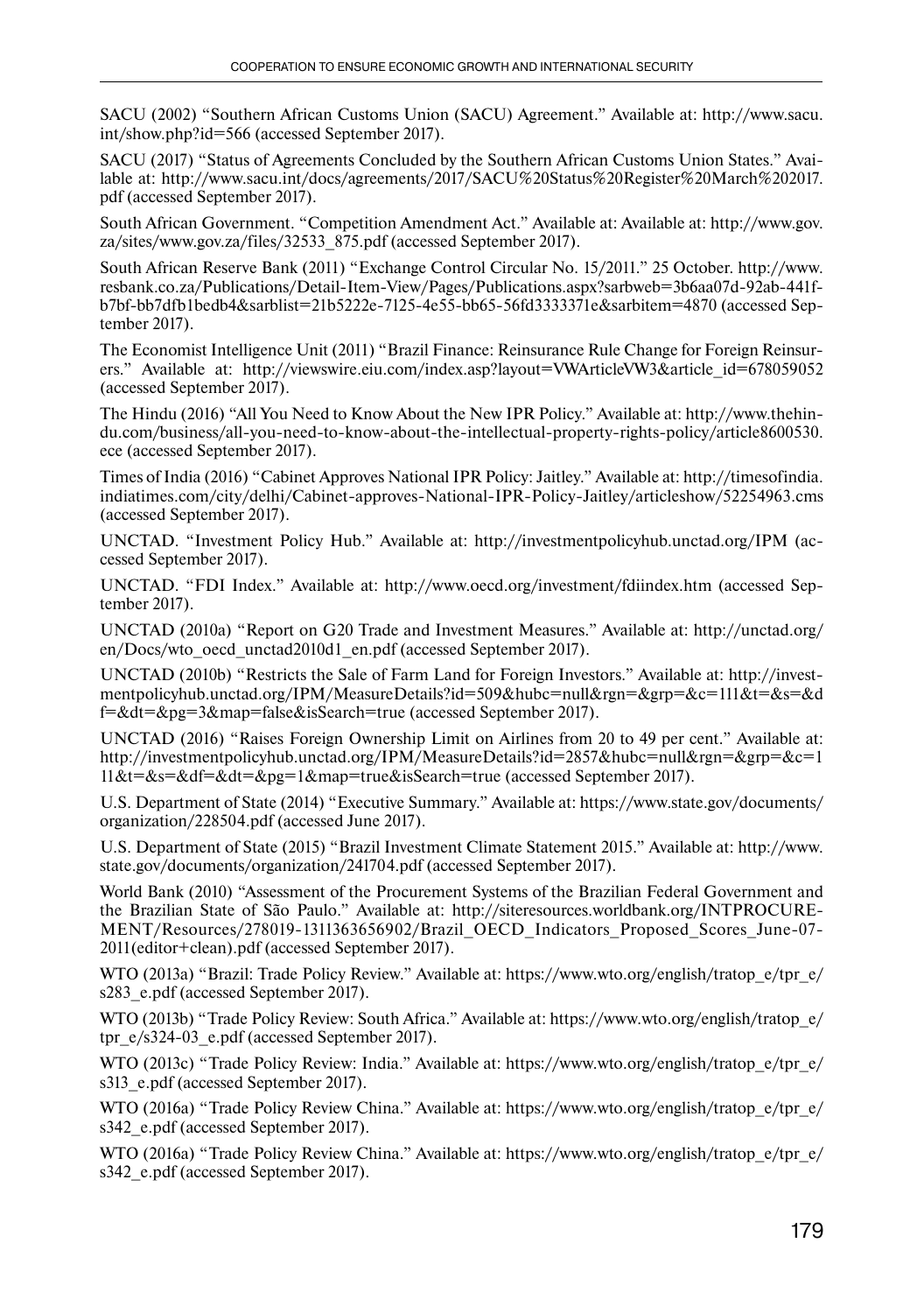SACU (2002) "Southern African Customs Union (SACU) Agreement." Available at: http://www.sacu.int/show.php?id=566 (accessed September 2017).

SACU (2017) "Status of Agreements Concluded by the Southern African Customs Union States." Available at: http://www.sacu.int/docs/agreements/2017/SACU%20Status%20Register%20March%202017.pdf (accessed September 2017).

South African Government. "Competition Amendment Act." Available at: Available at: http://www.gov.za/sites/www.gov.za/files/32533_875.pdf (accessed September 2017).

South African Reserve Bank (2011) "Exchange Control Circular No. 15/2011." 25 October. http://www.resbank.co.za/Publications/Detail-Item-View/Pages/Publications.aspx?sarbweb=3b6aa07d-92ab-441f-b7bf-bb7dfb1bedb4&sarblist=21b5222e-7125-4e55-bb65-56fd3333371e&sarbitem=4870 (accessed September 2017).

The Economist Intelligence Unit (2011) "Brazil Finance: Reinsurance Rule Change for Foreign Reinsurers." Available at: http://viewswire.eiu.com/index.asp?layout=VWArticleVW3&article_id=678059052 (accessed September 2017).

The Hindu (2016) "All You Need to Know About the New IPR Policy." Available at: http://www.thehindu.com/business/all-you-need-to-know-about-the-intellectual-property-rights-policy/article8600530.ece (accessed September 2017).

Times of India (2016) "Cabinet Approves National IPR Policy: Jaitley." Available at: http://timesofindia.indiatimes.com/city/delhi/Cabinet-approves-National-IPR-Policy-Jaitley/articleshow/52254963.cms (accessed September 2017).

UNCTAD. "Investment Policy Hub." Available at: http://investmentpolicyhub.unctad.org/IPM (accessed September 2017).

UNCTAD. "FDI Index." Available at: http://www.oecd.org/investment/fdiindex.htm (accessed September 2017).

UNCTAD (2010a) "Report on G20 Trade and Investment Measures." Available at: http://unctad.org/en/Docs/wto_oecd_unctad2010d1_en.pdf (accessed September 2017).

UNCTAD (2010b) "Restricts the Sale of Farm Land for Foreign Investors." Available at: http://investmentpolicyhub.unctad.org/IPM/MeasureDetails?id=509&hubc=null&rgn=&grp=&c=111&t=&s=&df=&dt=&pg=3&map=false&isSearch=true (accessed September 2017).

UNCTAD (2016) "Raises Foreign Ownership Limit on Airlines from 20 to 49 per cent." Available at: http://investmentpolicyhub.unctad.org/IPM/MeasureDetails?id=2857&hubc=null&rgn=&grp=&c=111&t=&s=&df=&dt=&pg=1&map=true&isSearch=true (accessed September 2017).

U.S. Department of State (2014) "Executive Summary." Available at: https://www.state.gov/documents/organization/228504.pdf (accessed June 2017).

U.S. Department of State (2015) "Brazil Investment Climate Statement 2015." Available at: http://www.state.gov/documents/organization/241704.pdf (accessed September 2017).

World Bank (2010) "Assessment of the Procurement Systems of the Brazilian Federal Government and the Brazilian State of São Paulo." Available at: http://siteresources.worldbank.org/INTPROCUREMENT/Resources/278019-1311363656902/Brazil_OECD_Indicators_Proposed_Scores_June-07-2011(editor+clean).pdf (accessed September 2017).

WTO (2013a) "Brazil: Trade Policy Review." Available at: https://www.wto.org/english/tratop_e/tpr_e/s283_e.pdf (accessed September 2017).

WTO (2013b) "Trade Policy Review: South Africa." Available at: https://www.wto.org/english/tratop_e/tpr_e/s324-03_e.pdf (accessed September 2017).

WTO (2013c) "Trade Policy Review: India." Available at: https://www.wto.org/english/tratop_e/tpr_e/s313_e.pdf (accessed September 2017).

WTO (2016a) "Trade Policy Review China." Available at: https://www.wto.org/english/tratop_e/tpr_e/s342_e.pdf (accessed September 2017).

WTO (2016a) "Trade Policy Review China." Available at: https://www.wto.org/english/tratop_e/tpr_e/s342_e.pdf (accessed September 2017).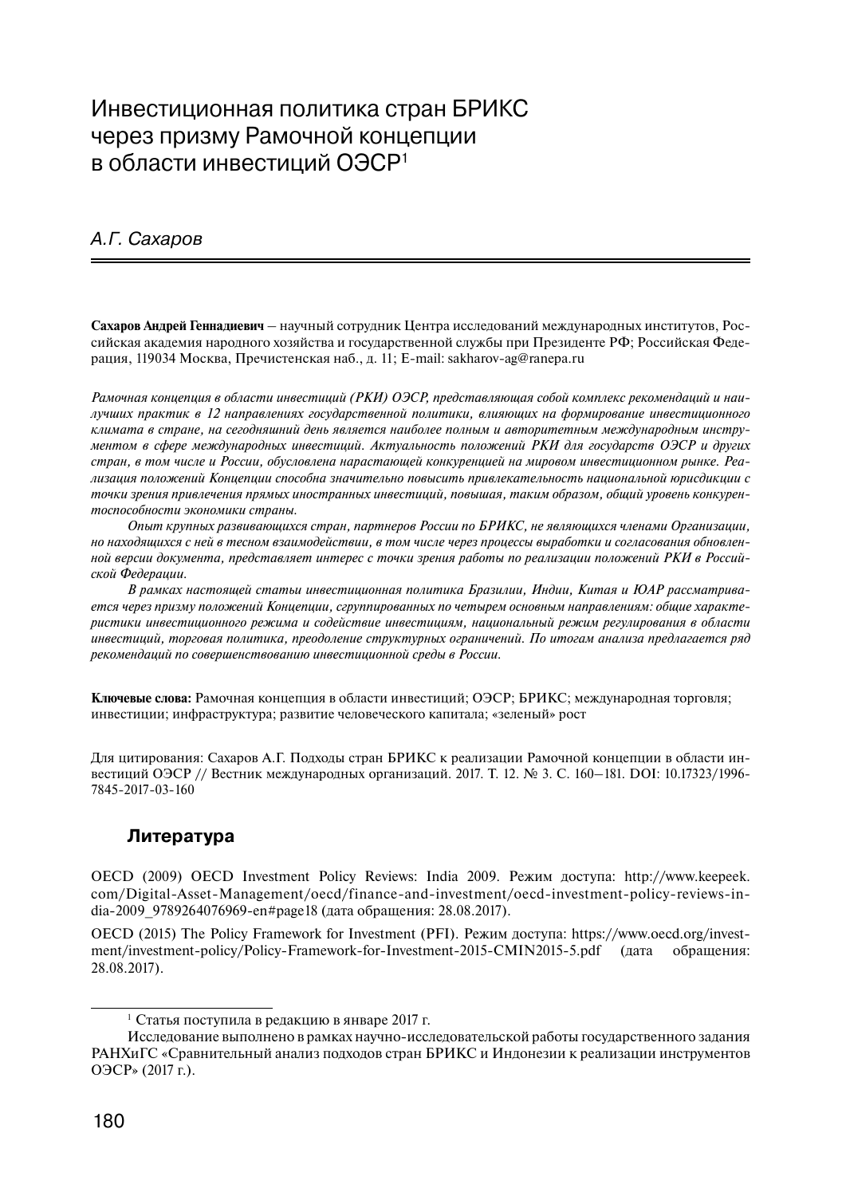# Инвестиционная политика стран БРИКС через призму Рамочной концепции в области инвестиций ОЭСР[1]

*А.Г. Сахаров*

**Сахаров Андрей Геннадиевич** – научный сотрудник Центра исследований международных институтов, Российская академия народного хозяйства и государственной службы при Президенте РФ; Российская Федерация, 119034 Москва, Пречистенская наб., д. 11; E-mail: sakharov-ag@ranepa.ru

*Рамочная концепция в области инвестиций (РКИ) ОЭСР, представляющая собой комплекс рекомендаций и наилучших практик в 12 направлениях государственной политики, влияющих на формирование инвестиционного климата в стране, на сегодняшний день является наиболее полным и авторитетным международным инструментом в сфере международных инвестиций. Актуальность положений РКИ для государств ОЭСР и других стран, в том числе и России, обусловлена нарастающей конкуренцией на мировом инвестиционном рынке. Реализация положений Концепции способна значительно повысить привлекательность национальной юрисдикции с точки зрения привлечения прямых иностранных инвестиций, повышая, таким образом, общий уровень конкурентоспособности экономики страны.*

*Опыт крупных развивающихся стран, партнеров России по БРИКС, не являющихся членами Организации, но находящихся с ней в тесном взаимодействии, в том числе через процессы выработки и согласования обновленной версии документа, представляет интерес с точки зрения работы по реализации положений РКИ в Российской Федерации.*

*В рамках настоящей статьи инвестиционная политика Бразилии, Индии, Китая и ЮАР рассматривается через призму положений Концепции, сгруппированных по четырем основным направлениям: общие характеристики инвестиционного режима и содействие инвестициям, национальный режим регулирования в области инвестиций, торговая политика, преодоление структурных ограничений. По итогам анализа предлагается ряд рекомендаций по совершенствованию инвестиционной среды в России.*

**Ключевые слова:** Рамочная концепция в области инвестиций; ОЭСР; БРИКС; международная торговля; инвестиции; инфраструктура; развитие человеческого капитала; «зеленый» рост

Для цитирования: Сахаров А.Г. Подходы стран БРИКС к реализации Рамочной концепции в области инвестиций ОЭСР // Вестник международных организаций. 2017. Т. 12. № 3. С. 160–181. DOI: 10.17323/1996-7845-2017-03-160

## Литература

OECD (2009) OECD Investment Policy Reviews: India 2009. Режим доступа: http://www.keepeek.com/Digital-Asset-Management/oecd/finance-and-investment/oecd-investment-policy-reviews-india-2009_9789264076969-en#page18 (дата обращения: 28.08.2017).

OECD (2015) The Policy Framework for Investment (PFI). Режим доступа: https://www.oecd.org/investment/investment-policy/Policy-Framework-for-Investment-2015-CMIN2015-5.pdf (дата обращения: 28.08.2017).

---

[1] Статья поступила в редакцию в январе 2017 г.

Исследование выполнено в рамках научно-исследовательской работы государственного задания РАНХиГС «Сравнительный анализ подходов стран БРИКС и Индонезии к реализации инструментов ОЭСР» (2017 г.).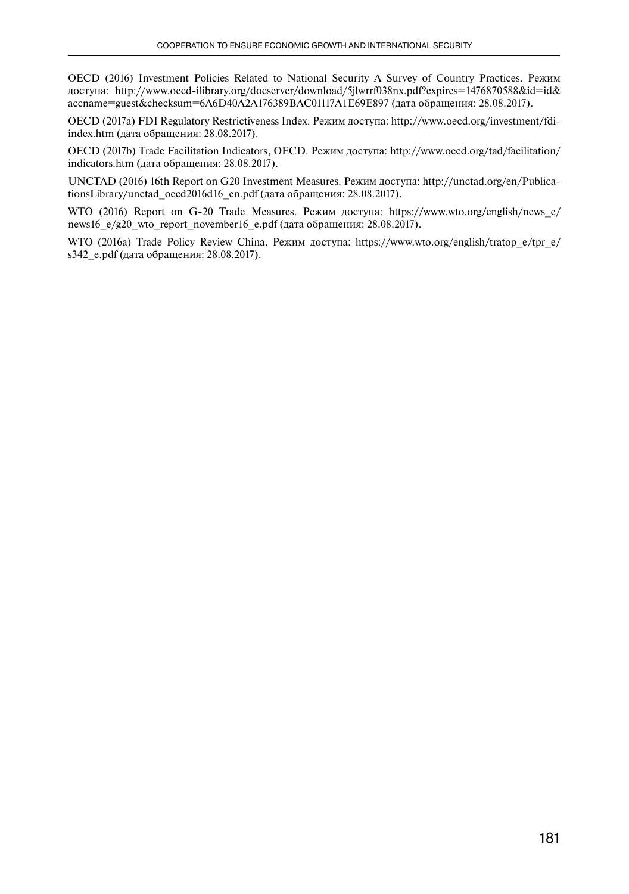OECD (2016) Investment Policies Related to National Security A Survey of Country Practices. Режим доступа: http://www.oecd-ilibrary.org/docserver/download/5jlwrrf038nx.pdf?expires=1476870588&id=id&accname=guest&checksum=6A6D40A2A176389BAC01117A1E69E897 (дата обращения: 28.08.2017).

OECD (2017a) FDI Regulatory Restrictiveness Index. Режим доступа: http://www.oecd.org/investment/fdi-index.htm (дата обращения: 28.08.2017).

OECD (2017b) Trade Facilitation Indicators, OECD. Режим доступа: http://www.oecd.org/tad/facilitation/indicators.htm (дата обращения: 28.08.2017).

UNCTAD (2016) 16th Report on G20 Investment Measures. Режим доступа: http://unctad.org/en/PublicationsLibrary/unctad_oecd2016d16_en.pdf (дата обращения: 28.08.2017).

WTO (2016) Report on G-20 Trade Measures. Режим доступа: https://www.wto.org/english/news_e/news16_e/g20_wto_report_november16_e.pdf (дата обращения: 28.08.2017).

WTO (2016a) Trade Policy Review China. Режим доступа: https://www.wto.org/english/tratop_e/tpr_e/s342_e.pdf (дата обращения: 28.08.2017).